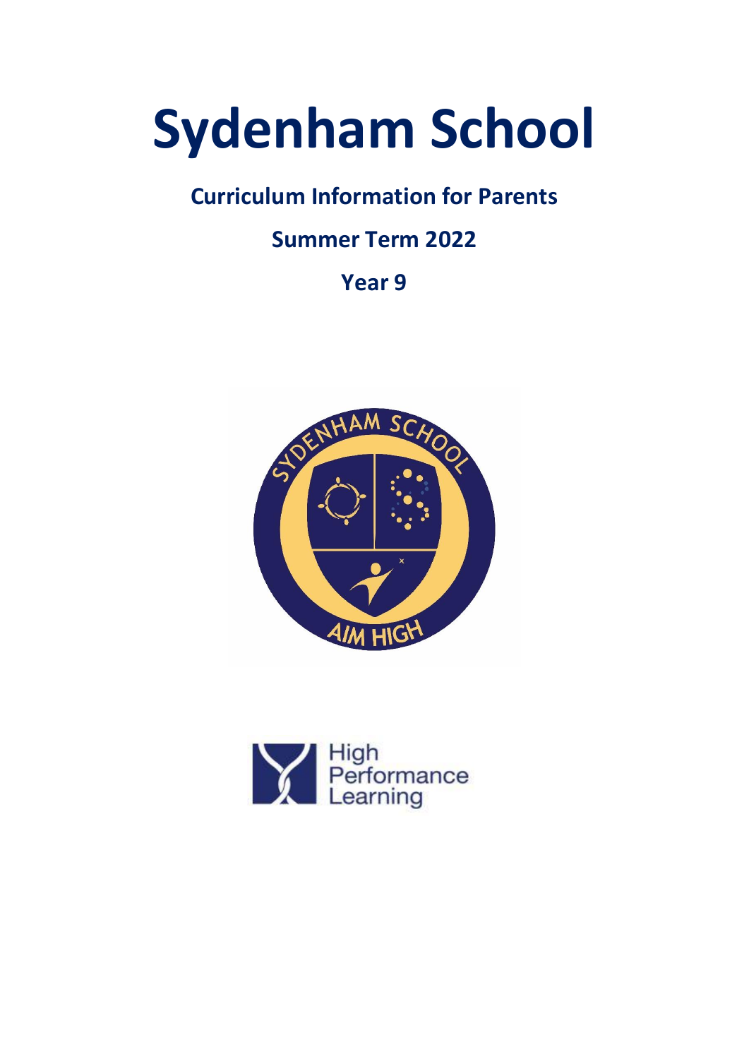# Sydenham School

## Curriculum Information for Parents

## Summer Term 2022

## Year 9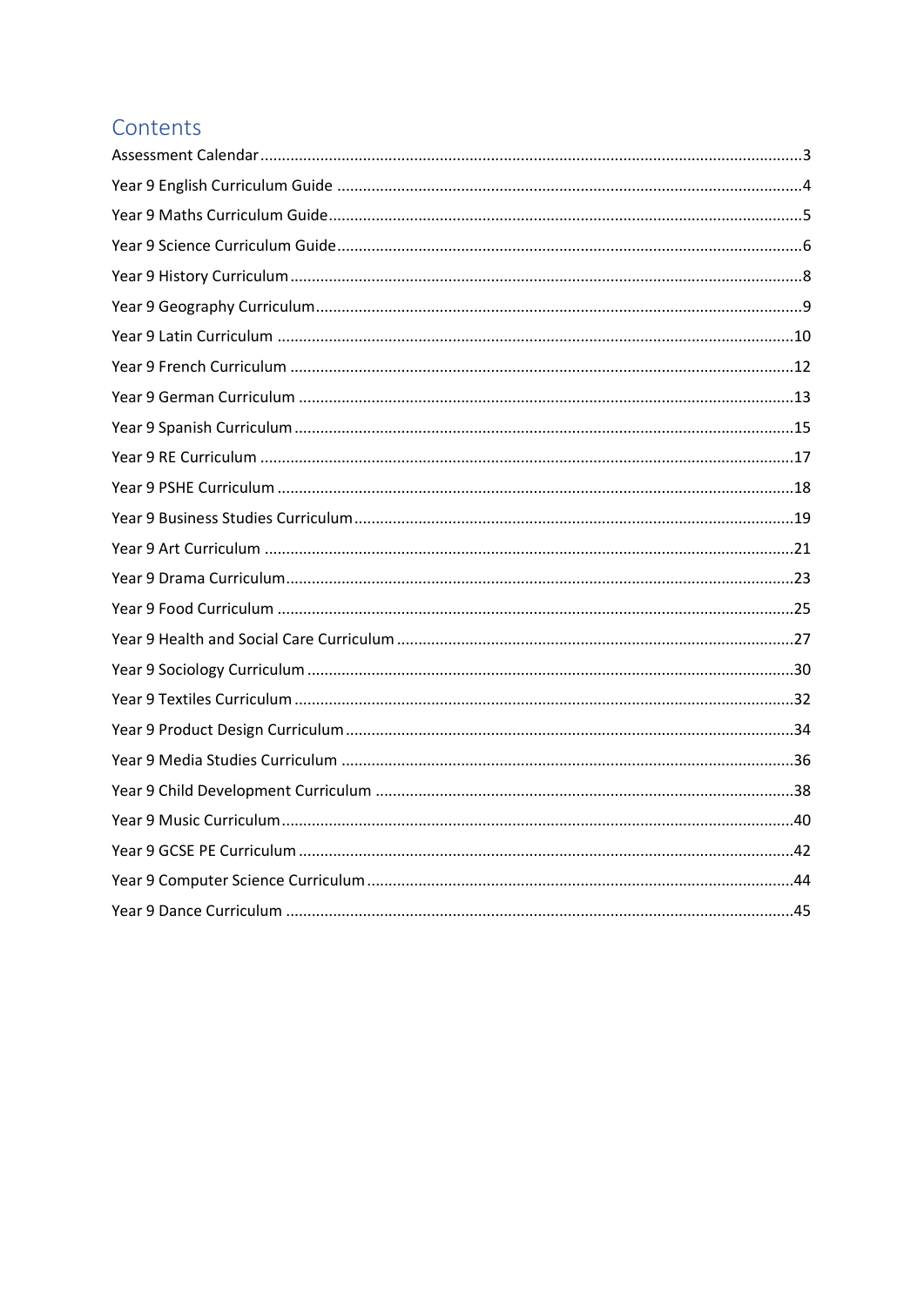# Contents

Assessment Calendar ... 3
Year 9 English Curriculum Guide ... 4
Year 9 Maths Curriculum Guide ... 5
Year 9 Science Curriculum Guide ... 6
Year 9 History Curriculum ... 8
Year 9 Geography Curriculum ... 9
Year 9 Latin Curriculum ... 10
Year 9 French Curriculum ... 12
Year 9 German Curriculum ... 13
Year 9 Spanish Curriculum ... 15
Year 9 RE Curriculum ... 17
Year 9 PSHE Curriculum ... 18
Year 9 Business Studies Curriculum ... 19
Year 9 Art Curriculum ... 21
Year 9 Drama Curriculum ... 23
Year 9 Food Curriculum ... 25
Year 9 Health and Social Care Curriculum ... 27
Year 9 Sociology Curriculum ... 30
Year 9 Textiles Curriculum ... 32
Year 9 Product Design Curriculum ... 34
Year 9 Media Studies Curriculum ... 36
Year 9 Child Development Curriculum ... 38
Year 9 Music Curriculum ... 40
Year 9 GCSE PE Curriculum ... 42
Year 9 Computer Science Curriculum ... 44
Year 9 Dance Curriculum ... 45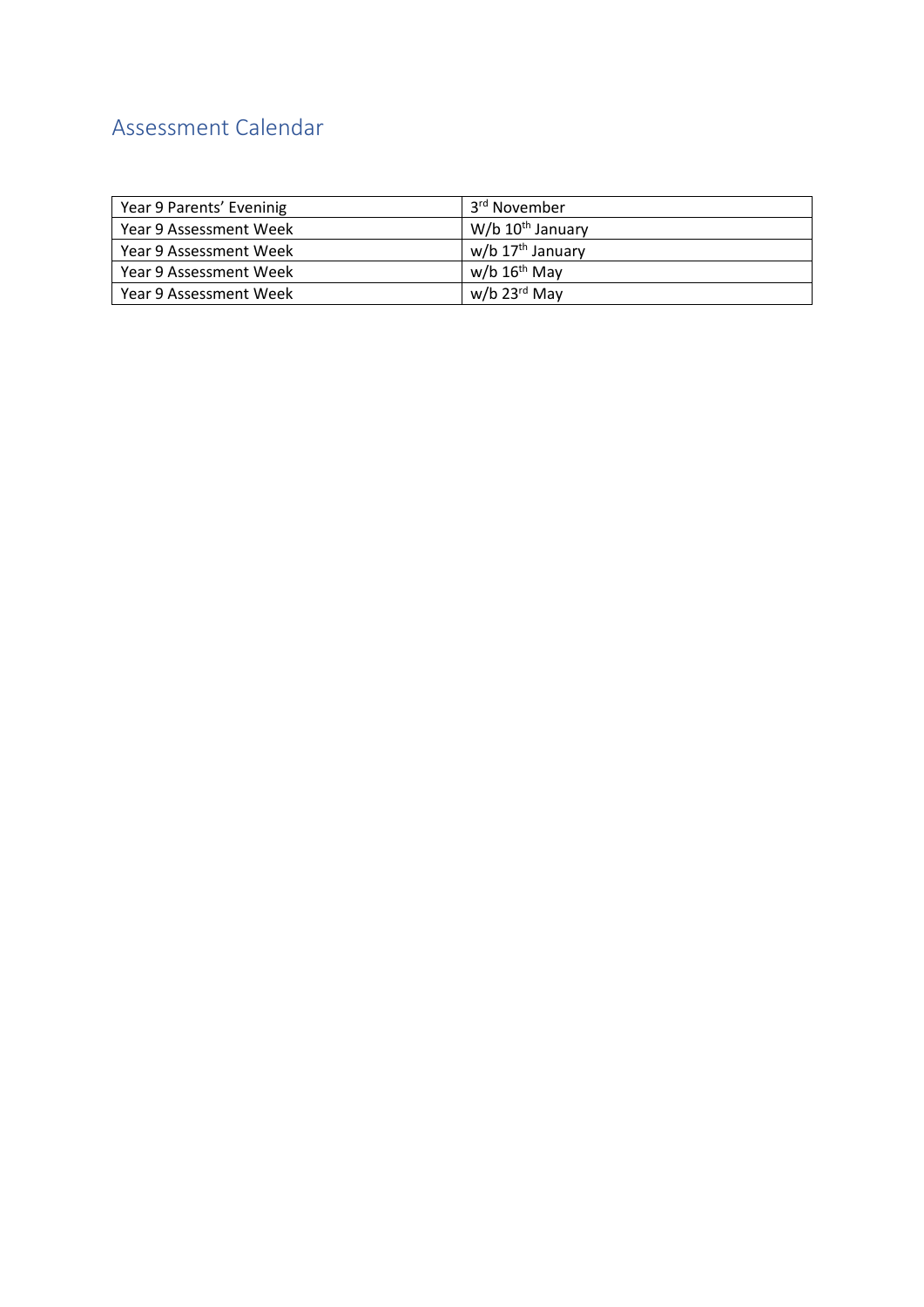## Assessment Calendar

| Year 9 Parents' Eveninig | 3rd November |
|---|---|
| Year 9 Assessment Week | W/b 10th January |
| Year 9 Assessment Week | w/b 17th January |
| Year 9 Assessment Week | w/b 16th May |
| Year 9 Assessment Week | w/b 23rd May |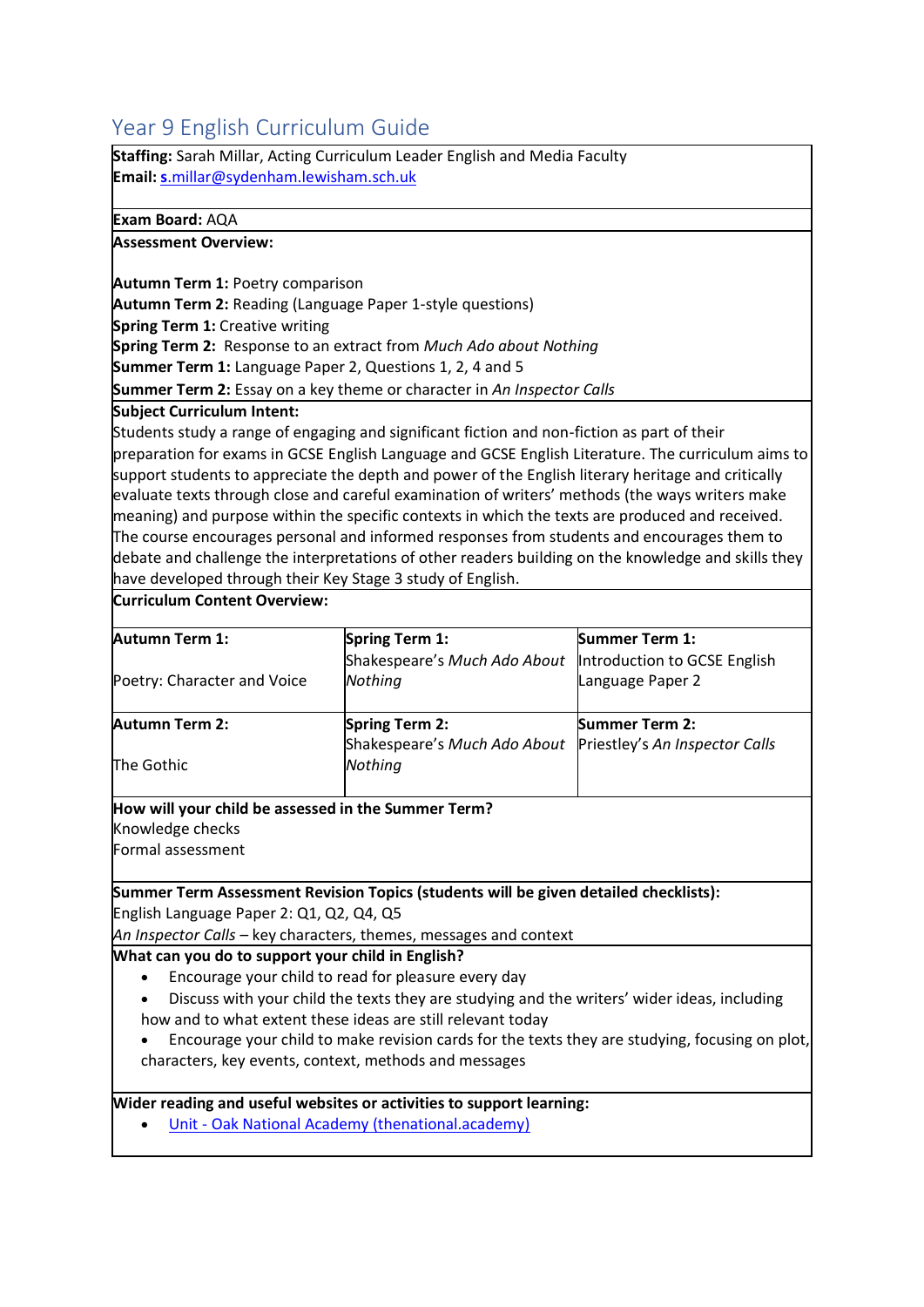# Year 9 English Curriculum Guide

**Staffing:** Sarah Millar, Acting Curriculum Leader English and Media Faculty
**Email:** [s.millar@sydenham.lewisham.sch.uk](mailto:s.millar@sydenham.lewisham.sch.uk)

**Exam Board:** AQA

**Assessment Overview:**

**Autumn Term 1:** Poetry comparison
**Autumn Term 2:** Reading (Language Paper 1-style questions)
**Spring Term 1:** Creative writing
**Spring Term 2:** Response to an extract from *Much Ado about Nothing*
**Summer Term 1:** Language Paper 2, Questions 1, 2, 4 and 5
**Summer Term 2:** Essay on a key theme or character in *An Inspector Calls*

**Subject Curriculum Intent:**
Students study a range of engaging and significant fiction and non-fiction as part of their preparation for exams in GCSE English Language and GCSE English Literature. The curriculum aims to support students to appreciate the depth and power of the English literary heritage and critically evaluate texts through close and careful examination of writers' methods (the ways writers make meaning) and purpose within the specific contexts in which the texts are produced and received. The course encourages personal and informed responses from students and encourages them to debate and challenge the interpretations of other readers building on the knowledge and skills they have developed through their Key Stage 3 study of English.

**Curriculum Content Overview:**

| **Autumn Term 1:** Poetry: Character and Voice | **Spring Term 1:** Shakespeare's *Much Ado About Nothing* | **Summer Term 1:** Introduction to GCSE English Language Paper 2 |
|---|---|---|
| **Autumn Term 2:** The Gothic | **Spring Term 2:** Shakespeare's *Much Ado About Nothing* | **Summer Term 2:** Priestley's *An Inspector Calls* |

**How will your child be assessed in the Summer Term?**
Knowledge checks
Formal assessment

**Summer Term Assessment Revision Topics (students will be given detailed checklists):**
English Language Paper 2: Q1, Q2, Q4, Q5
*An Inspector Calls* – key characters, themes, messages and context

**What can you do to support your child in English?**

- Encourage your child to read for pleasure every day
- Discuss with your child the texts they are studying and the writers' wider ideas, including how and to what extent these ideas are still relevant today
- Encourage your child to make revision cards for the texts they are studying, focusing on plot, characters, key events, context, methods and messages

**Wider reading and useful websites or activities to support learning:**

- Unit - Oak National Academy (thenational.academy)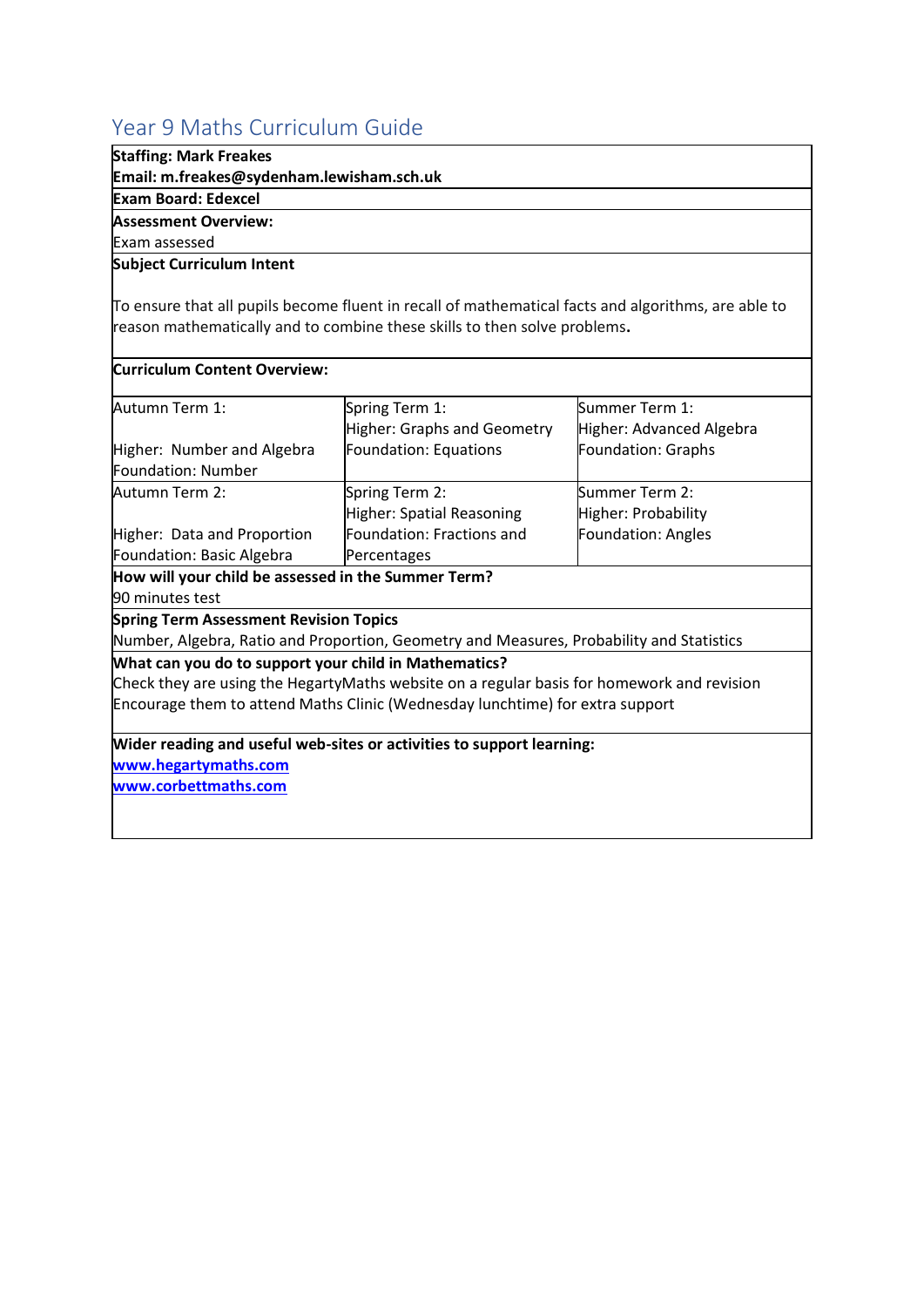# Year 9 Maths Curriculum Guide

**Staffing: Mark Freakes**
**Email: m.freakes@sydenham.lewisham.sch.uk**

**Exam Board: Edexcel**

**Assessment Overview:**
Exam assessed

**Subject Curriculum Intent**

To ensure that all pupils become fluent in recall of mathematical facts and algorithms, are able to reason mathematically and to combine these skills to then solve problems.

**Curriculum Content Overview:**

| | | |
|---|---|---|
| Autumn Term 1:<br><br>Higher: Number and Algebra<br>Foundation: Number | Spring Term 1:<br>Higher: Graphs and Geometry<br>Foundation: Equations | Summer Term 1:<br>Higher: Advanced Algebra<br>Foundation: Graphs |
| Autumn Term 2:<br><br>Higher: Data and Proportion<br>Foundation: Basic Algebra | Spring Term 2:<br>Higher: Spatial Reasoning<br>Foundation: Fractions and Percentages | Summer Term 2:<br>Higher: Probability<br>Foundation: Angles |

**How will your child be assessed in the Summer Term?**
90 minutes test

**Spring Term Assessment Revision Topics**
Number, Algebra, Ratio and Proportion, Geometry and Measures, Probability and Statistics

**What can you do to support your child in Mathematics?**
Check they are using the HegartyMaths website on a regular basis for homework and revision
Encourage them to attend Maths Clinic (Wednesday lunchtime) for extra support

**Wider reading and useful web-sites or activities to support learning:**
[www.hegartymaths.com](http://www.hegartymaths.com)
[www.corbettmaths.com](http://www.corbettmaths.com)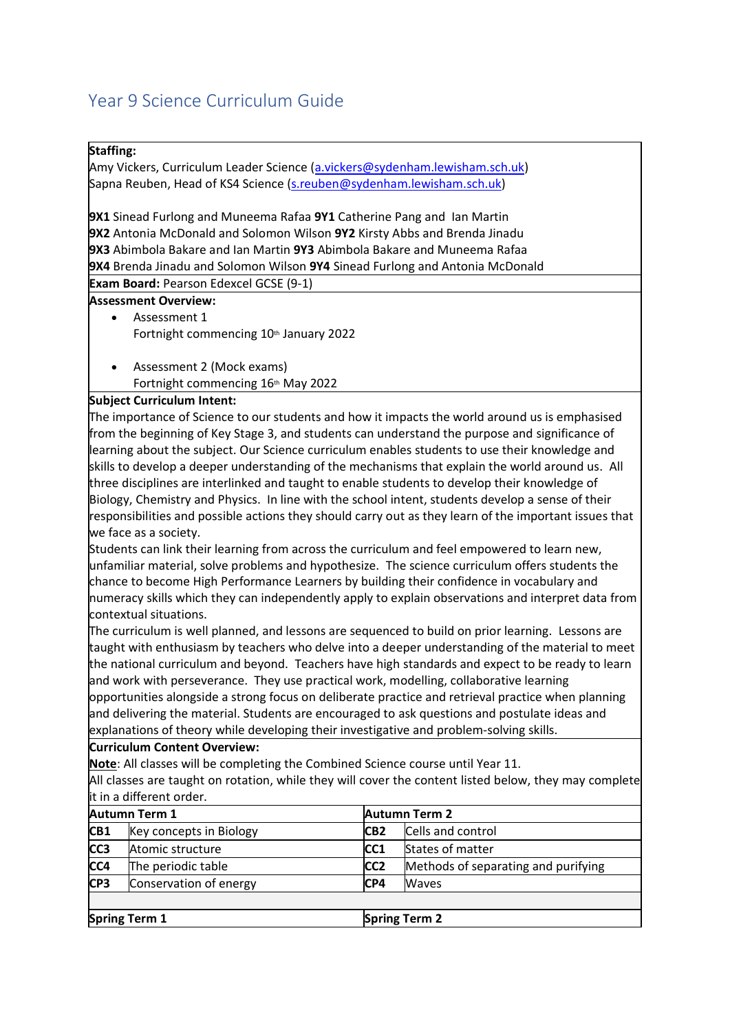# Year 9 Science Curriculum Guide

**Staffing:**
Amy Vickers, Curriculum Leader Science (a.vickers@sydenham.lewisham.sch.uk)
Sapna Reuben, Head of KS4 Science (s.reuben@sydenham.lewisham.sch.uk)

**9X1** Sinead Furlong and Muneema Rafaa **9Y1** Catherine Pang and Ian Martin
**9X2** Antonia McDonald and Solomon Wilson **9Y2** Kirsty Abbs and Brenda Jinadu
**9X3** Abimbola Bakare and Ian Martin **9Y3** Abimbola Bakare and Muneema Rafaa
**9X4** Brenda Jinadu and Solomon Wilson **9Y4** Sinead Furlong and Antonia McDonald

**Exam Board:** Pearson Edexcel GCSE (9-1)

**Assessment Overview:**

- Assessment 1
  Fortnight commencing 10th January 2022

- Assessment 2 (Mock exams)
  Fortnight commencing 16th May 2022

**Subject Curriculum Intent:**

The importance of Science to our students and how it impacts the world around us is emphasised from the beginning of Key Stage 3, and students can understand the purpose and significance of learning about the subject. Our Science curriculum enables students to use their knowledge and skills to develop a deeper understanding of the mechanisms that explain the world around us. All three disciplines are interlinked and taught to enable students to develop their knowledge of Biology, Chemistry and Physics. In line with the school intent, students develop a sense of their responsibilities and possible actions they should carry out as they learn of the important issues that we face as a society.

Students can link their learning from across the curriculum and feel empowered to learn new, unfamiliar material, solve problems and hypothesize. The science curriculum offers students the chance to become High Performance Learners by building their confidence in vocabulary and numeracy skills which they can independently apply to explain observations and interpret data from contextual situations.

The curriculum is well planned, and lessons are sequenced to build on prior learning. Lessons are taught with enthusiasm by teachers who delve into a deeper understanding of the material to meet the national curriculum and beyond. Teachers have high standards and expect to be ready to learn and work with perseverance. They use practical work, modelling, collaborative learning opportunities alongside a strong focus on deliberate practice and retrieval practice when planning and delivering the material. Students are encouraged to ask questions and postulate ideas and explanations of theory while developing their investigative and problem-solving skills.

**Curriculum Content Overview:**

**Note**: All classes will be completing the Combined Science course until Year 11.
All classes are taught on rotation, while they will cover the content listed below, they may complete it in a different order.

| **Autumn Term 1** | | **Autumn Term 2** | |
|---|---|---|---|
| **CB1** | Key concepts in Biology | **CB2** | Cells and control |
| **CC3** | Atomic structure | **CC1** | States of matter |
| **CC4** | The periodic table | **CC2** | Methods of separating and purifying |
| **CP3** | Conservation of energy | **CP4** | Waves |
| | | | |
| **Spring Term 1** | | **Spring Term 2** | |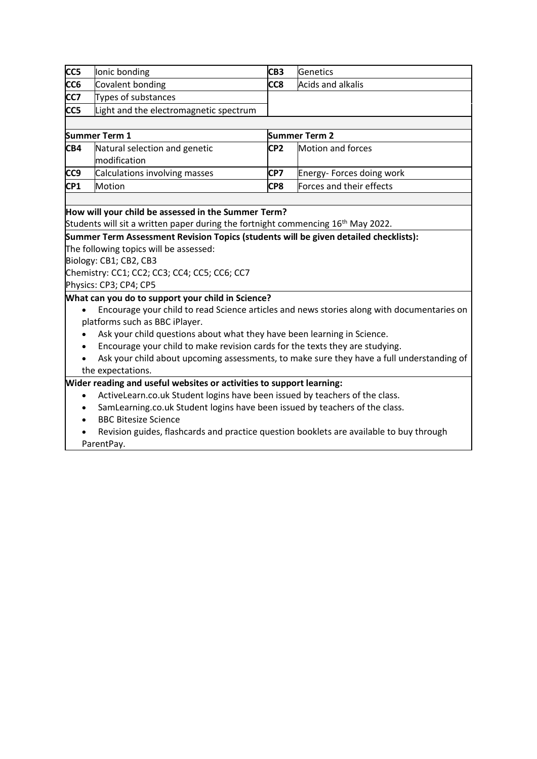| | | | |
|---|---|---|---|
| **CC5** | Ionic bonding | **CB3** | Genetics |
| **CC6** | Covalent bonding | **CC8** | Acids and alkalis |
| **CC7** | Types of substances | | |
| **CC5** | Light and the electromagnetic spectrum | | |
| | | | |
| **Summer Term 1** | | **Summer Term 2** | |
| **CB4** | Natural selection and genetic modification | **CP2** | Motion and forces |
| **CC9** | Calculations involving masses | **CP7** | Energy- Forces doing work |
| **CP1** | Motion | **CP8** | Forces and their effects |

**How will your child be assessed in the Summer Term?**

Students will sit a written paper during the fortnight commencing 16th May 2022.

**Summer Term Assessment Revision Topics (students will be given detailed checklists):**

The following topics will be assessed:

Biology: CB1; CB2, CB3

Chemistry: CC1; CC2; CC3; CC4; CC5; CC6; CC7

Physics: CP3; CP4; CP5

**What can you do to support your child in Science?**

- Encourage your child to read Science articles and news stories along with documentaries on platforms such as BBC iPlayer.
- Ask your child questions about what they have been learning in Science.
- Encourage your child to make revision cards for the texts they are studying.
- Ask your child about upcoming assessments, to make sure they have a full understanding of the expectations.

**Wider reading and useful websites or activities to support learning:**

- ActiveLearn.co.uk Student logins have been issued by teachers of the class.
- SamLearning.co.uk Student logins have been issued by teachers of the class.
- BBC Bitesize Science
- Revision guides, flashcards and practice question booklets are available to buy through ParentPay.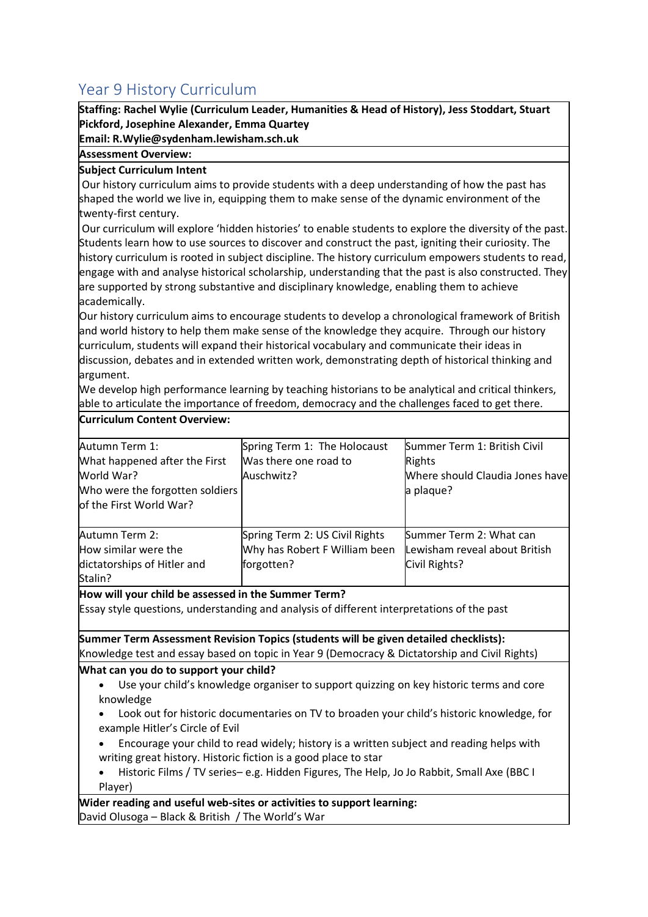# Year 9 History Curriculum

**Staffing: Rachel Wylie (Curriculum Leader, Humanities & Head of History), Jess Stoddart, Stuart Pickford, Josephine Alexander, Emma Quartey**

**Email: R.Wylie@sydenham.lewisham.sch.uk**

**Assessment Overview:**

**Subject Curriculum Intent**

Our history curriculum aims to provide students with a deep understanding of how the past has shaped the world we live in, equipping them to make sense of the dynamic environment of the twenty-first century.

Our curriculum will explore 'hidden histories' to enable students to explore the diversity of the past. Students learn how to use sources to discover and construct the past, igniting their curiosity. The history curriculum is rooted in subject discipline. The history curriculum empowers students to read, engage with and analyse historical scholarship, understanding that the past is also constructed. They are supported by strong substantive and disciplinary knowledge, enabling them to achieve academically.

Our history curriculum aims to encourage students to develop a chronological framework of British and world history to help them make sense of the knowledge they acquire. Through our history curriculum, students will expand their historical vocabulary and communicate their ideas in discussion, debates and in extended written work, demonstrating depth of historical thinking and argument.

We develop high performance learning by teaching historians to be analytical and critical thinkers, able to articulate the importance of freedom, democracy and the challenges faced to get there.

**Curriculum Content Overview:**

| | | |
|---|---|---|
| Autumn Term 1:<br>What happened after the First World War?<br>Who were the forgotten soldiers of the First World War? | Spring Term 1: The Holocaust<br>Was there one road to Auschwitz? | Summer Term 1: British Civil Rights<br>Where should Claudia Jones have a plaque? |
| Autumn Term 2:<br>How similar were the dictatorships of Hitler and Stalin? | Spring Term 2: US Civil Rights<br>Why has Robert F William been forgotten? | Summer Term 2: What can Lewisham reveal about British Civil Rights? |

**How will your child be assessed in the Summer Term?**

Essay style questions, understanding and analysis of different interpretations of the past

**Summer Term Assessment Revision Topics (students will be given detailed checklists):**

Knowledge test and essay based on topic in Year 9 (Democracy & Dictatorship and Civil Rights)

**What can you do to support your child?**

- Use your child's knowledge organiser to support quizzing on key historic terms and core knowledge
- Look out for historic documentaries on TV to broaden your child's historic knowledge, for example Hitler's Circle of Evil
- Encourage your child to read widely; history is a written subject and reading helps with writing great history. Historic fiction is a good place to star
- Historic Films / TV series– e.g. Hidden Figures, The Help, Jo Jo Rabbit, Small Axe (BBC I Player)

**Wider reading and useful web-sites or activities to support learning:**

David Olusoga – Black & British / The World's War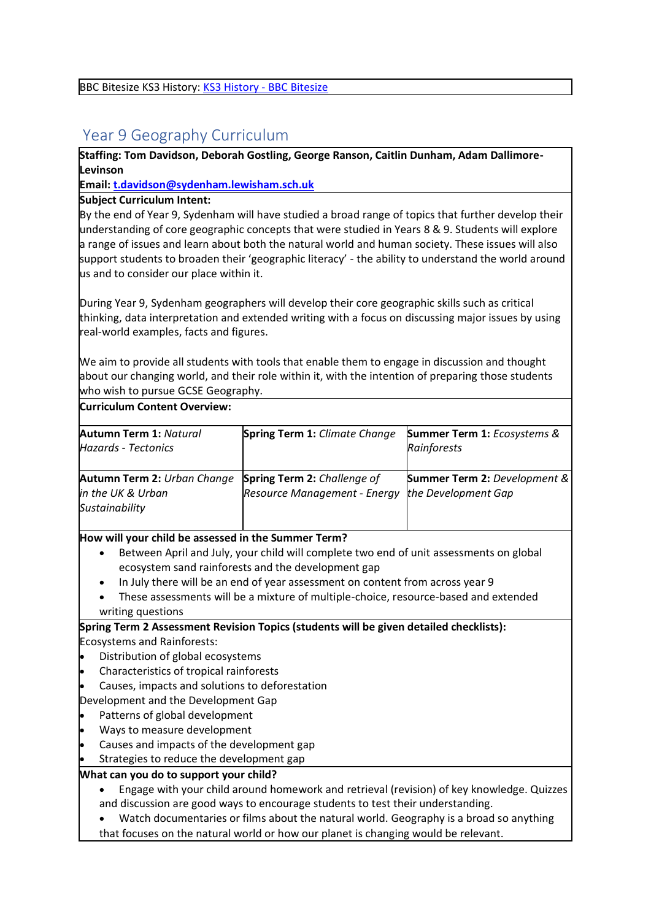BBC Bitesize KS3 History: [KS3 History - BBC Bitesize]()

## Year 9 Geography Curriculum

**Staffing: Tom Davidson, Deborah Gostling, George Ranson, Caitlin Dunham, Adam Dallimore-Levinson**

**Email: t.davidson@sydenham.lewisham.sch.uk**

**Subject Curriculum Intent:**

By the end of Year 9, Sydenham will have studied a broad range of topics that further develop their understanding of core geographic concepts that were studied in Years 8 & 9. Students will explore a range of issues and learn about both the natural world and human society. These issues will also support students to broaden their 'geographic literacy' - the ability to understand the world around us and to consider our place within it.

During Year 9, Sydenham geographers will develop their core geographic skills such as critical thinking, data interpretation and extended writing with a focus on discussing major issues by using real-world examples, facts and figures.

We aim to provide all students with tools that enable them to engage in discussion and thought about our changing world, and their role within it, with the intention of preparing those students who wish to pursue GCSE Geography.

**Curriculum Content Overview:**

| | | |
|---|---|---|
| **Autumn Term 1:** *Natural Hazards - Tectonics* | **Spring Term 1:** *Climate Change* | **Summer Term 1:** *Ecosystems & Rainforests* |
| **Autumn Term 2:** *Urban Change in the UK & Urban Sustainability* | **Spring Term 2:** *Challenge of Resource Management - Energy* | **Summer Term 2:** *Development & the Development Gap* |

**How will your child be assessed in the Summer Term?**

- Between April and July, your child will complete two end of unit assessments on global ecosystem sand rainforests and the development gap
- In July there will be an end of year assessment on content from across year 9
- These assessments will be a mixture of multiple-choice, resource-based and extended writing questions

**Spring Term 2 Assessment Revision Topics (students will be given detailed checklists):**

Ecosystems and Rainforests:

- Distribution of global ecosystems
- Characteristics of tropical rainforests
- Causes, impacts and solutions to deforestation

Development and the Development Gap

- Patterns of global development
- Ways to measure development
- Causes and impacts of the development gap
- Strategies to reduce the development gap

**What can you do to support your child?**

- Engage with your child around homework and retrieval (revision) of key knowledge. Quizzes and discussion are good ways to encourage students to test their understanding.
- Watch documentaries or films about the natural world. Geography is a broad so anything that focuses on the natural world or how our planet is changing would be relevant.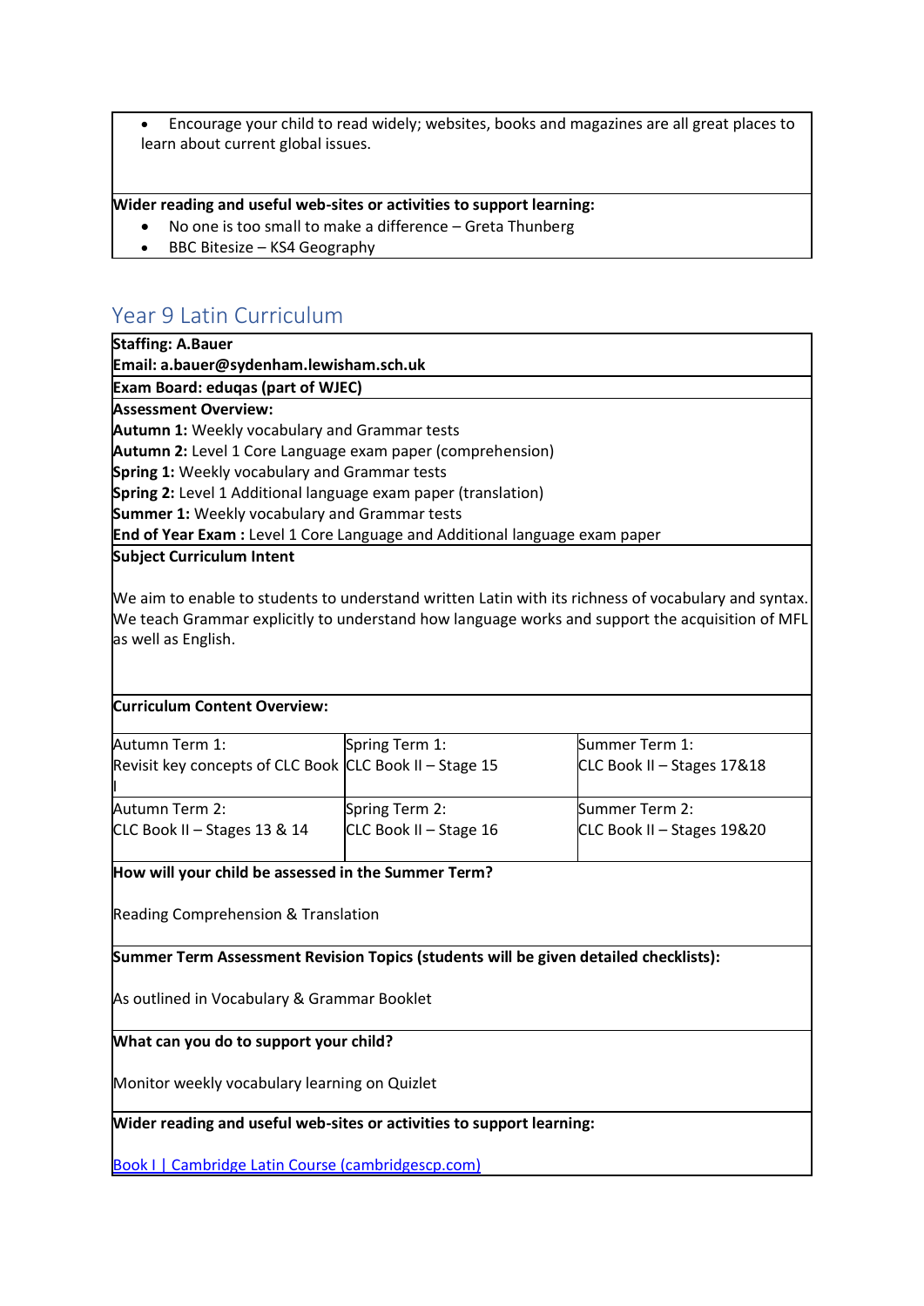- Encourage your child to read widely; websites, books and magazines are all great places to learn about current global issues.

**Wider reading and useful web-sites or activities to support learning:**

- No one is too small to make a difference – Greta Thunberg
- BBC Bitesize – KS4 Geography

## Year 9 Latin Curriculum

**Staffing: A.Bauer**
**Email: a.bauer@sydenham.lewisham.sch.uk**

**Exam Board: eduqas (part of WJEC)**

**Assessment Overview:**
**Autumn 1:** Weekly vocabulary and Grammar tests
**Autumn 2:** Level 1 Core Language exam paper (comprehension)
**Spring 1:** Weekly vocabulary and Grammar tests
**Spring 2:** Level 1 Additional language exam paper (translation)
**Summer 1:** Weekly vocabulary and Grammar tests
**End of Year Exam :** Level 1 Core Language and Additional language exam paper

**Subject Curriculum Intent**

We aim to enable to students to understand written Latin with its richness of vocabulary and syntax. We teach Grammar explicitly to understand how language works and support the acquisition of MFL as well as English.

**Curriculum Content Overview:**

| Autumn Term 1: Revisit key concepts of CLC Book I | Spring Term 1: CLC Book II – Stage 15 | Summer Term 1: CLC Book II – Stages 17&18 |
|---|---|---|
| Autumn Term 2: CLC Book II – Stages 13 & 14 | Spring Term 2: CLC Book II – Stage 16 | Summer Term 2: CLC Book II – Stages 19&20 |

**How will your child be assessed in the Summer Term?**

Reading Comprehension & Translation

**Summer Term Assessment Revision Topics (students will be given detailed checklists):**

As outlined in Vocabulary & Grammar Booklet

**What can you do to support your child?**

Monitor weekly vocabulary learning on Quizlet

**Wider reading and useful web-sites or activities to support learning:**

Book I | Cambridge Latin Course (cambridgescp.com)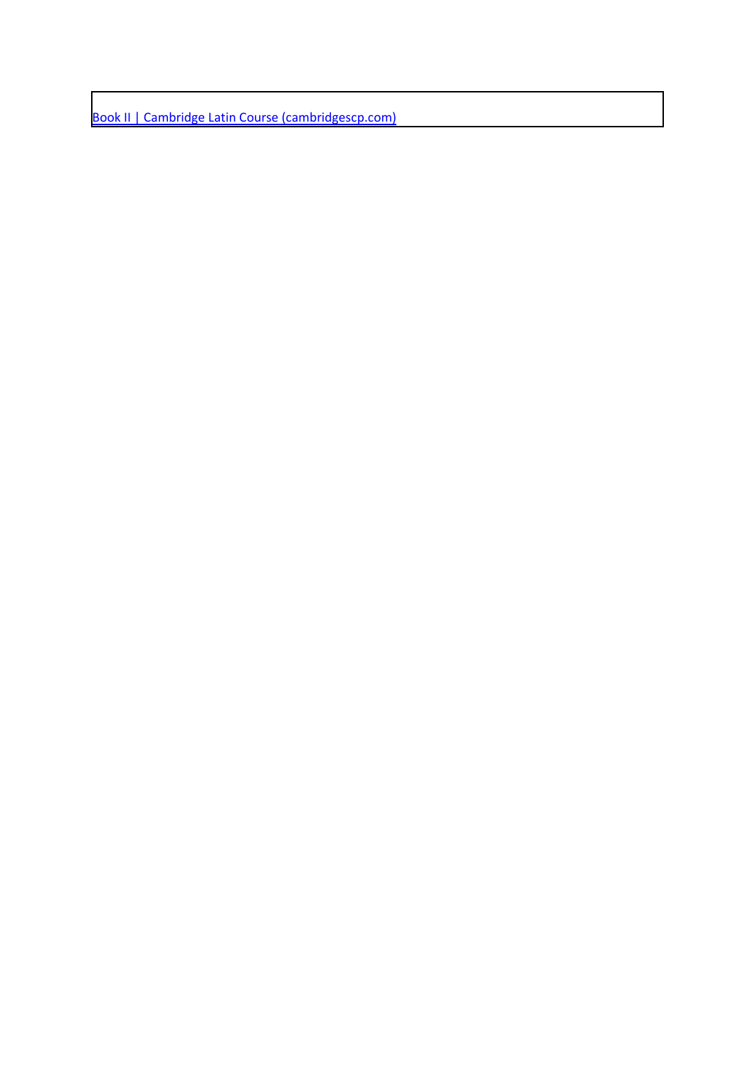| [Book II | Cambridge Latin Course (cambridgescp.com)] |
| --- |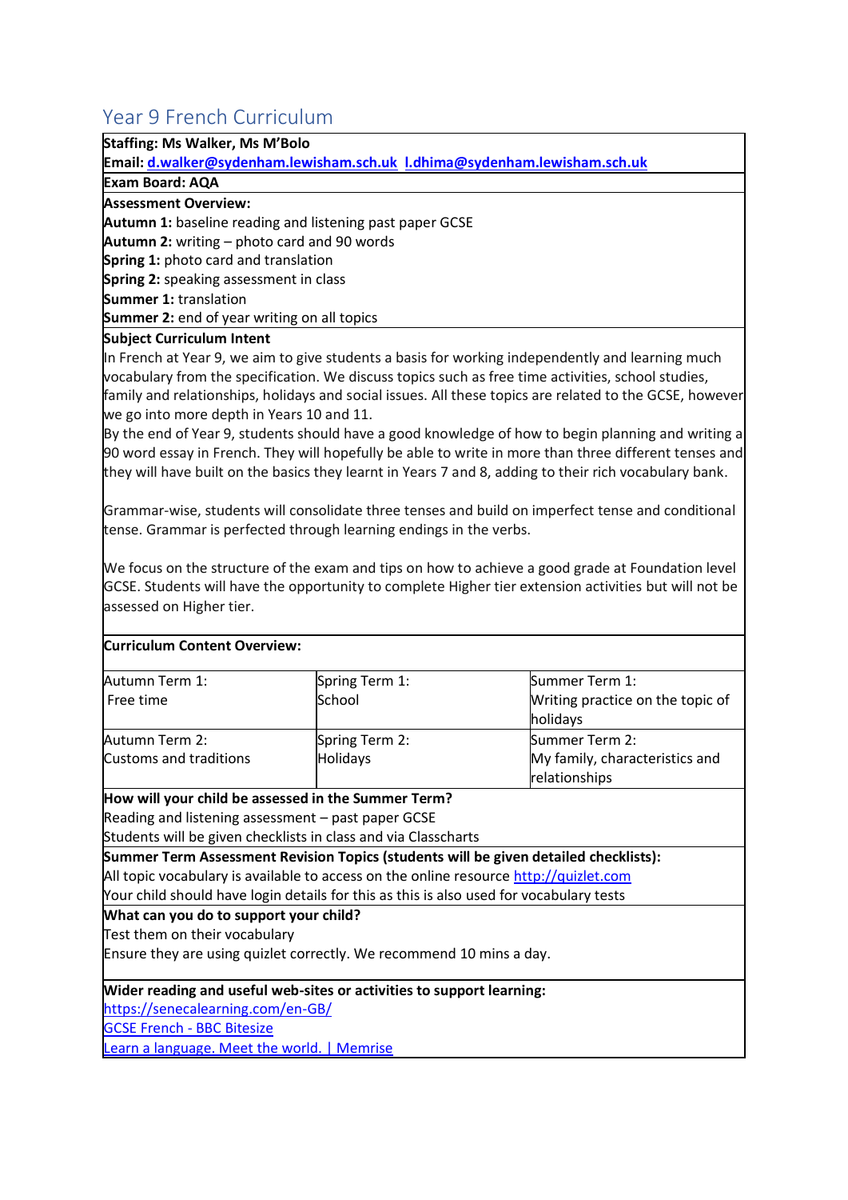# Year 9 French Curriculum

**Staffing: Ms Walker, Ms M'Bolo**

**Email: d.walker@sydenham.lewisham.sch.uk  l.dhima@sydenham.lewisham.sch.uk**

**Exam Board: AQA**

**Assessment Overview:**

**Autumn 1:** baseline reading and listening past paper GCSE
**Autumn 2:** writing – photo card and 90 words
**Spring 1:** photo card and translation
**Spring 2:** speaking assessment in class
**Summer 1:** translation
**Summer 2:** end of year writing on all topics

**Subject Curriculum Intent**

In French at Year 9, we aim to give students a basis for working independently and learning much vocabulary from the specification. We discuss topics such as free time activities, school studies, family and relationships, holidays and social issues. All these topics are related to the GCSE, however we go into more depth in Years 10 and 11.

By the end of Year 9, students should have a good knowledge of how to begin planning and writing a 90 word essay in French. They will hopefully be able to write in more than three different tenses and they will have built on the basics they learnt in Years 7 and 8, adding to their rich vocabulary bank.

Grammar-wise, students will consolidate three tenses and build on imperfect tense and conditional tense. Grammar is perfected through learning endings in the verbs.

We focus on the structure of the exam and tips on how to achieve a good grade at Foundation level GCSE. Students will have the opportunity to complete Higher tier extension activities but will not be assessed on Higher tier.

**Curriculum Content Overview:**

| | | |
|---|---|---|
| Autumn Term 1: Free time | Spring Term 1: School | Summer Term 1: Writing practice on the topic of holidays |
| Autumn Term 2: Customs and traditions | Spring Term 2: Holidays | Summer Term 2: My family, characteristics and relationships |

**How will your child be assessed in the Summer Term?**

Reading and listening assessment – past paper GCSE
Students will be given checklists in class and via Classcharts

**Summer Term Assessment Revision Topics (students will be given detailed checklists):**

All topic vocabulary is available to access on the online resource http://quizlet.com
Your child should have login details for this as this is also used for vocabulary tests

**What can you do to support your child?**

Test them on their vocabulary
Ensure they are using quizlet correctly. We recommend 10 mins a day.

**Wider reading and useful web-sites or activities to support learning:**

https://senecalearning.com/en-GB/
GCSE French - BBC Bitesize
Learn a language. Meet the world. | Memrise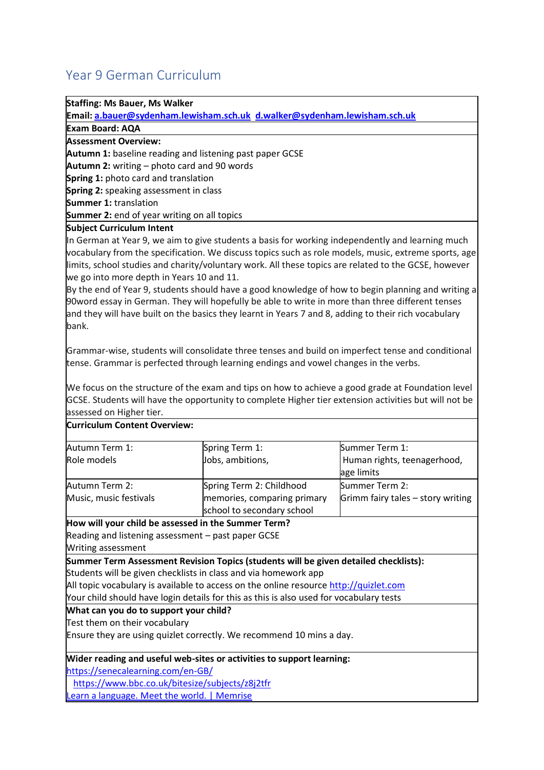# Year 9 German Curriculum

**Staffing: Ms Bauer, Ms Walker**

**Email: a.bauer@sydenham.lewisham.sch.uk d.walker@sydenham.lewisham.sch.uk**

**Exam Board: AQA**

**Assessment Overview:**

**Autumn 1:** baseline reading and listening past paper GCSE
**Autumn 2:** writing – photo card and 90 words
**Spring 1:** photo card and translation
**Spring 2:** speaking assessment in class
**Summer 1:** translation
**Summer 2:** end of year writing on all topics

**Subject Curriculum Intent**

In German at Year 9, we aim to give students a basis for working independently and learning much vocabulary from the specification. We discuss topics such as role models, music, extreme sports, age limits, school studies and charity/voluntary work. All these topics are related to the GCSE, however we go into more depth in Years 10 and 11.

By the end of Year 9, students should have a good knowledge of how to begin planning and writing a 90word essay in German. They will hopefully be able to write in more than three different tenses and they will have built on the basics they learnt in Years 7 and 8, adding to their rich vocabulary bank.

Grammar-wise, students will consolidate three tenses and build on imperfect tense and conditional tense. Grammar is perfected through learning endings and vowel changes in the verbs.

We focus on the structure of the exam and tips on how to achieve a good grade at Foundation level GCSE. Students will have the opportunity to complete Higher tier extension activities but will not be assessed on Higher tier.

**Curriculum Content Overview:**

| Autumn Term 1: Role models | Spring Term 1: Jobs, ambitions, | Summer Term 1: Human rights, teenagerhood, age limits |
|---|---|---|
| Autumn Term 2: Music, music festivals | Spring Term 2: Childhood memories, comparing primary school to secondary school | Summer Term 2: Grimm fairy tales – story writing |

**How will your child be assessed in the Summer Term?**

Reading and listening assessment – past paper GCSE
Writing assessment

**Summer Term Assessment Revision Topics (students will be given detailed checklists):**

Students will be given checklists in class and via homework app
All topic vocabulary is available to access on the online resource http://quizlet.com
Your child should have login details for this as this is also used for vocabulary tests

**What can you do to support your child?**

Test them on their vocabulary
Ensure they are using quizlet correctly. We recommend 10 mins a day.

**Wider reading and useful web-sites or activities to support learning:**

https://senecalearning.com/en-GB/
https://www.bbc.co.uk/bitesize/subjects/z8j2tfr
Learn a language. Meet the world. | Memrise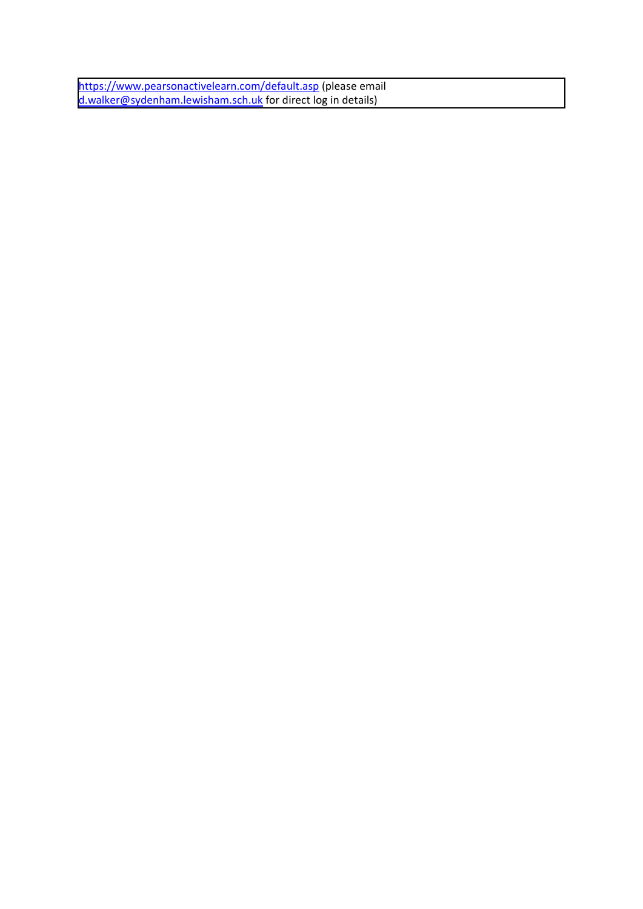| https://www.pearsonactivelearn.com/default.asp (please email d.walker@sydenham.lewisham.sch.uk for direct log in details) |
|---|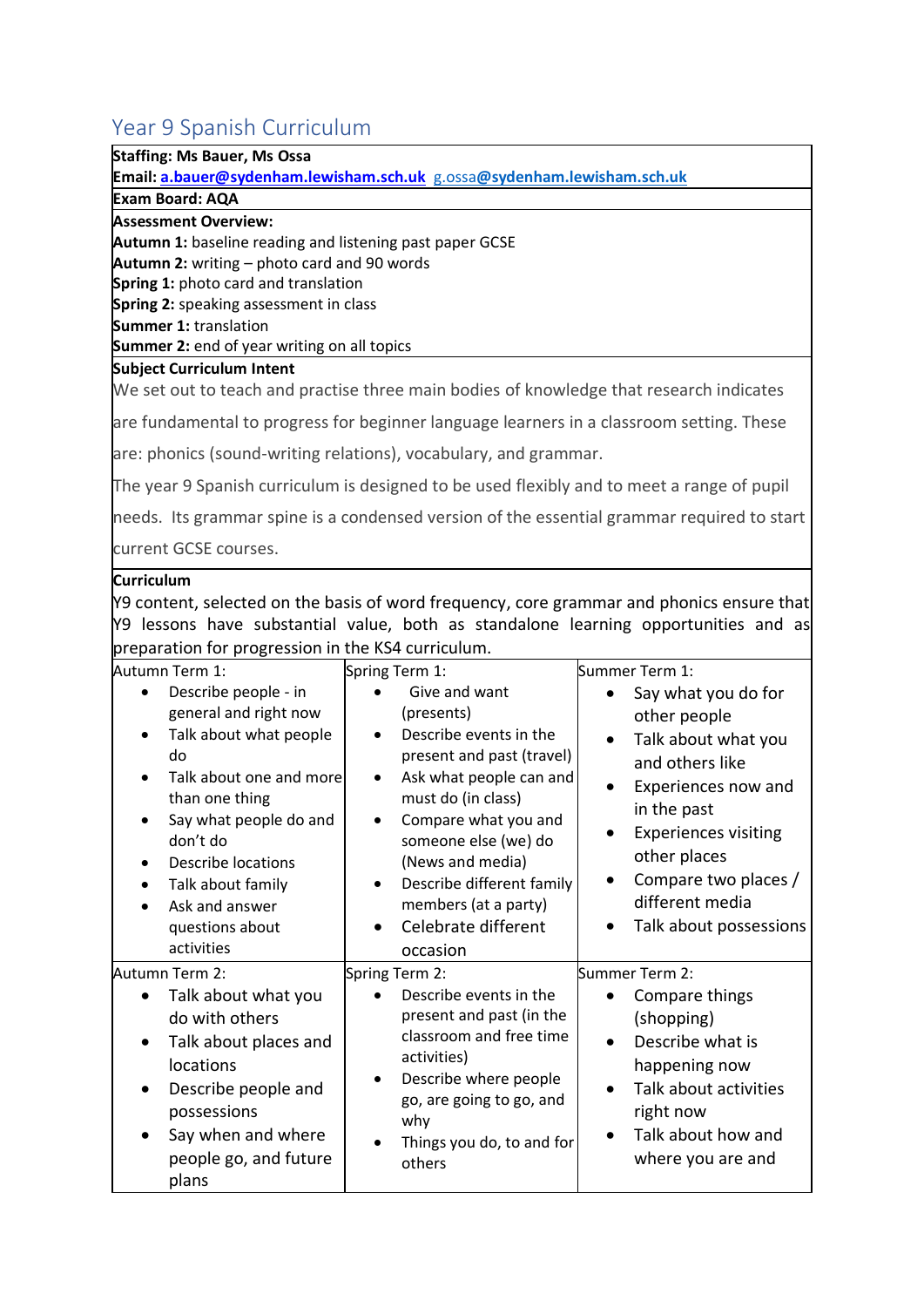# Year 9 Spanish Curriculum

**Staffing: Ms Bauer, Ms Ossa**

**Email: a.bauer@sydenham.lewisham.sch.uk** g.ossa**@sydenham.lewisham.sch.uk**

**Exam Board: AQA**

**Assessment Overview:**

**Autumn 1:** baseline reading and listening past paper GCSE
**Autumn 2:** writing – photo card and 90 words
**Spring 1:** photo card and translation
**Spring 2:** speaking assessment in class
**Summer 1:** translation
**Summer 2:** end of year writing on all topics

**Subject Curriculum Intent**

We set out to teach and practise three main bodies of knowledge that research indicates are fundamental to progress for beginner language learners in a classroom setting. These are: phonics (sound-writing relations), vocabulary, and grammar.

The year 9 Spanish curriculum is designed to be used flexibly and to meet a range of pupil needs. Its grammar spine is a condensed version of the essential grammar required to start current GCSE courses.

**Curriculum**

Y9 content, selected on the basis of word frequency, core grammar and phonics ensure that Y9 lessons have substantial value, both as standalone learning opportunities and as preparation for progression in the KS4 curriculum.

| Autumn Term 1: | Spring Term 1: | Summer Term 1: |
|---|---|---|
| • Describe people - in general and right now<br>• Talk about what people do<br>• Talk about one and more than one thing<br>• Say what people do and don't do<br>• Describe locations<br>• Talk about family<br>• Ask and answer questions about activities | • Give and want (presents)<br>• Describe events in the present and past (travel)<br>• Ask what people can and must do (in class)<br>• Compare what you and someone else (we) do (News and media)<br>• Describe different family members (at a party)<br>• Celebrate different occasion | • Say what you do for other people<br>• Talk about what you and others like<br>• Experiences now and in the past<br>• Experiences visiting other places<br>• Compare two places / different media<br>• Talk about possessions |
| **Autumn Term 2:** | **Spring Term 2:** | **Summer Term 2:** |
| • Talk about what you do with others<br>• Talk about places and locations<br>• Describe people and possessions<br>• Say when and where people go, and future plans | • Describe events in the present and past (in the classroom and free time activities)<br>• Describe where people go, are going to go, and why<br>• Things you do, to and for others | • Compare things (shopping)<br>• Describe what is happening now<br>• Talk about activities right now<br>• Talk about how and where you are and |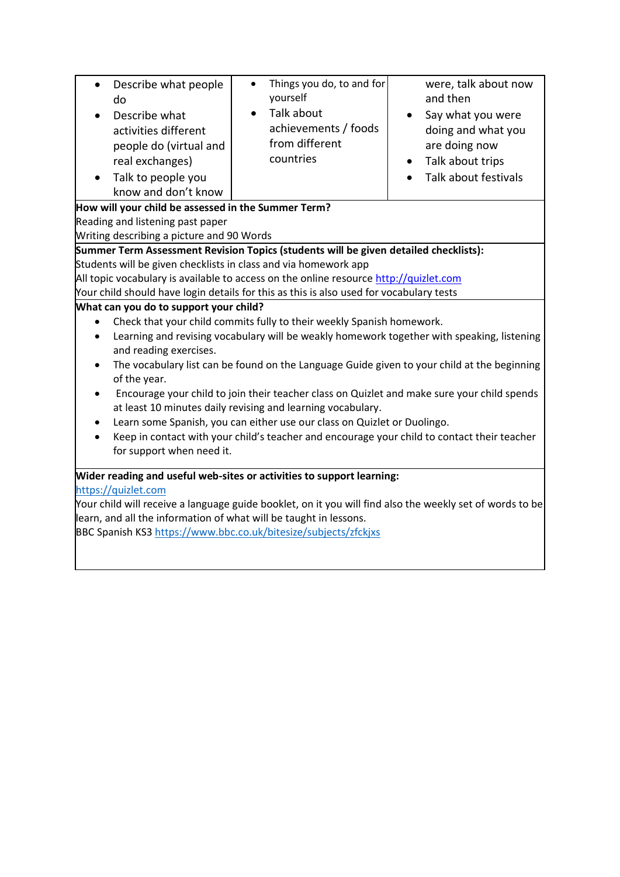| | | |
|---|---|---|
| • Describe what people do<br>• Describe what activities different people do (virtual and real exchanges)<br>• Talk to people you know and don't know | • Things you do, to and for yourself<br>• Talk about achievements / foods from different countries | were, talk about now and then<br>• Say what you were doing and what you are doing now<br>• Talk about trips<br>• Talk about festivals |

**How will your child be assessed in the Summer Term?**

Reading and listening past paper

Writing describing a picture and 90 Words

**Summer Term Assessment Revision Topics (students will be given detailed checklists):**

Students will be given checklists in class and via homework app

All topic vocabulary is available to access on the online resource http://quizlet.com

Your child should have login details for this as this is also used for vocabulary tests

**What can you do to support your child?**

- Check that your child commits fully to their weekly Spanish homework.
- Learning and revising vocabulary will be weakly homework together with speaking, listening and reading exercises.
- The vocabulary list can be found on the Language Guide given to your child at the beginning of the year.
- Encourage your child to join their teacher class on Quizlet and make sure your child spends at least 10 minutes daily revising and learning vocabulary.
- Learn some Spanish, you can either use our class on Quizlet or Duolingo.
- Keep in contact with your child's teacher and encourage your child to contact their teacher for support when need it.

**Wider reading and useful web-sites or activities to support learning:**

https://quizlet.com

Your child will receive a language guide booklet, on it you will find also the weekly set of words to be learn, and all the information of what will be taught in lessons.

BBC Spanish KS3 https://www.bbc.co.uk/bitesize/subjects/zfckjxs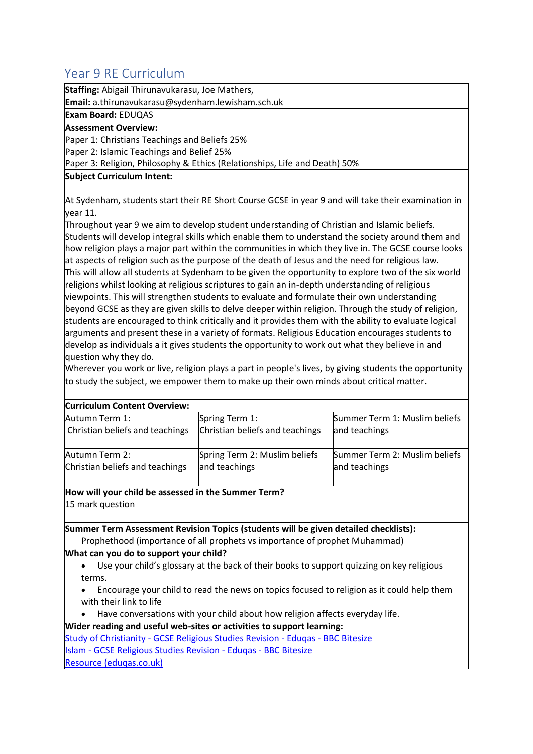## Year 9 RE Curriculum

**Staffing:** Abigail Thirunavukarasu, Joe Mathers,
**Email:** a.thirunavukarasu@sydenham.lewisham.sch.uk

**Exam Board:** EDUQAS

**Assessment Overview:**
Paper 1: Christians Teachings and Beliefs 25%
Paper 2: Islamic Teachings and Belief 25%
Paper 3: Religion, Philosophy & Ethics (Relationships, Life and Death) 50%

**Subject Curriculum Intent:**

At Sydenham, students start their RE Short Course GCSE in year 9 and will take their examination in year 11.
Throughout year 9 we aim to develop student understanding of Christian and Islamic beliefs. Students will develop integral skills which enable them to understand the society around them and how religion plays a major part within the communities in which they live in. The GCSE course looks at aspects of religion such as the purpose of the death of Jesus and the need for religious law.
This will allow all students at Sydenham to be given the opportunity to explore two of the six world religions whilst looking at religious scriptures to gain an in-depth understanding of religious viewpoints. This will strengthen students to evaluate and formulate their own understanding beyond GCSE as they are given skills to delve deeper within religion. Through the study of religion, students are encouraged to think critically and it provides them with the ability to evaluate logical arguments and present these in a variety of formats. Religious Education encourages students to develop as individuals a it gives students the opportunity to work out what they believe in and question why they do.
Wherever you work or live, religion plays a part in people's lives, by giving students the opportunity to study the subject, we empower them to make up their own minds about critical matter.

**Curriculum Content Overview:**

| | | |
|---|---|---|
| Autumn Term 1: Christian beliefs and teachings | Spring Term 1: Christian beliefs and teachings | Summer Term 1: Muslim beliefs and teachings |
| Autumn Term 2: Christian beliefs and teachings | Spring Term 2: Muslim beliefs and teachings | Summer Term 2: Muslim beliefs and teachings |

**How will your child be assessed in the Summer Term?**
15 mark question

**Summer Term Assessment Revision Topics (students will be given detailed checklists):**
Prophethood (importance of all prophets vs importance of prophet Muhammad)

**What can you do to support your child?**

- Use your child's glossary at the back of their books to support quizzing on key religious terms.
- Encourage your child to read the news on topics focused to religion as it could help them with their link to life
- Have conversations with your child about how religion affects everyday life.

**Wider reading and useful web-sites or activities to support learning:**
Study of Christianity - GCSE Religious Studies Revision - Eduqas - BBC Bitesize
Islam - GCSE Religious Studies Revision - Eduqas - BBC Bitesize
Resource (eduqas.co.uk)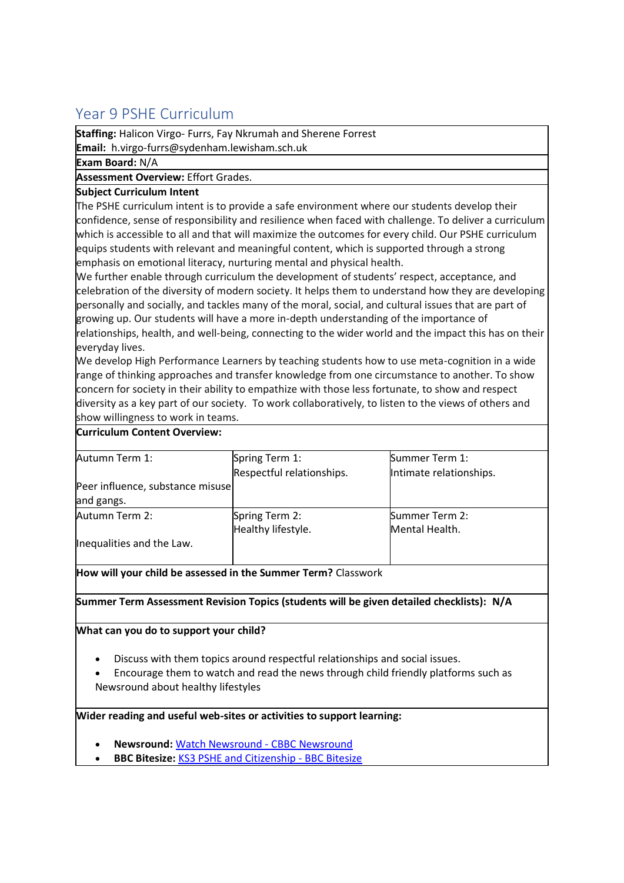# Year 9 PSHE Curriculum

**Staffing:** Halicon Virgo- Furrs, Fay Nkrumah and Sherene Forrest
**Email:** h.virgo-furrs@sydenham.lewisham.sch.uk

**Exam Board:** N/A

**Assessment Overview:** Effort Grades.

**Subject Curriculum Intent**

The PSHE curriculum intent is to provide a safe environment where our students develop their confidence, sense of responsibility and resilience when faced with challenge. To deliver a curriculum which is accessible to all and that will maximize the outcomes for every child. Our PSHE curriculum equips students with relevant and meaningful content, which is supported through a strong emphasis on emotional literacy, nurturing mental and physical health.

We further enable through curriculum the development of students' respect, acceptance, and celebration of the diversity of modern society. It helps them to understand how they are developing personally and socially, and tackles many of the moral, social, and cultural issues that are part of growing up. Our students will have a more in-depth understanding of the importance of relationships, health, and well-being, connecting to the wider world and the impact this has on their everyday lives.

We develop High Performance Learners by teaching students how to use meta-cognition in a wide range of thinking approaches and transfer knowledge from one circumstance to another. To show concern for society in their ability to empathize with those less fortunate, to show and respect diversity as a key part of our society. To work collaboratively, to listen to the views of others and show willingness to work in teams.

**Curriculum Content Overview:**

| | | |
|---|---|---|
| Autumn Term 1:<br><br>Peer influence, substance misuse and gangs. | Spring Term 1:<br>Respectful relationships. | Summer Term 1:<br>Intimate relationships. |
| Autumn Term 2:<br><br>Inequalities and the Law. | Spring Term 2:<br>Healthy lifestyle. | Summer Term 2:<br>Mental Health. |

**How will your child be assessed in the Summer Term?** Classwork

**Summer Term Assessment Revision Topics (students will be given detailed checklists): N/A**

**What can you do to support your child?**

- Discuss with them topics around respectful relationships and social issues.
- Encourage them to watch and read the news through child friendly platforms such as Newsround about healthy lifestyles

**Wider reading and useful web-sites or activities to support learning:**

- **Newsround:** Watch Newsround - CBBC Newsround
- **BBC Bitesize:** KS3 PSHE and Citizenship - BBC Bitesize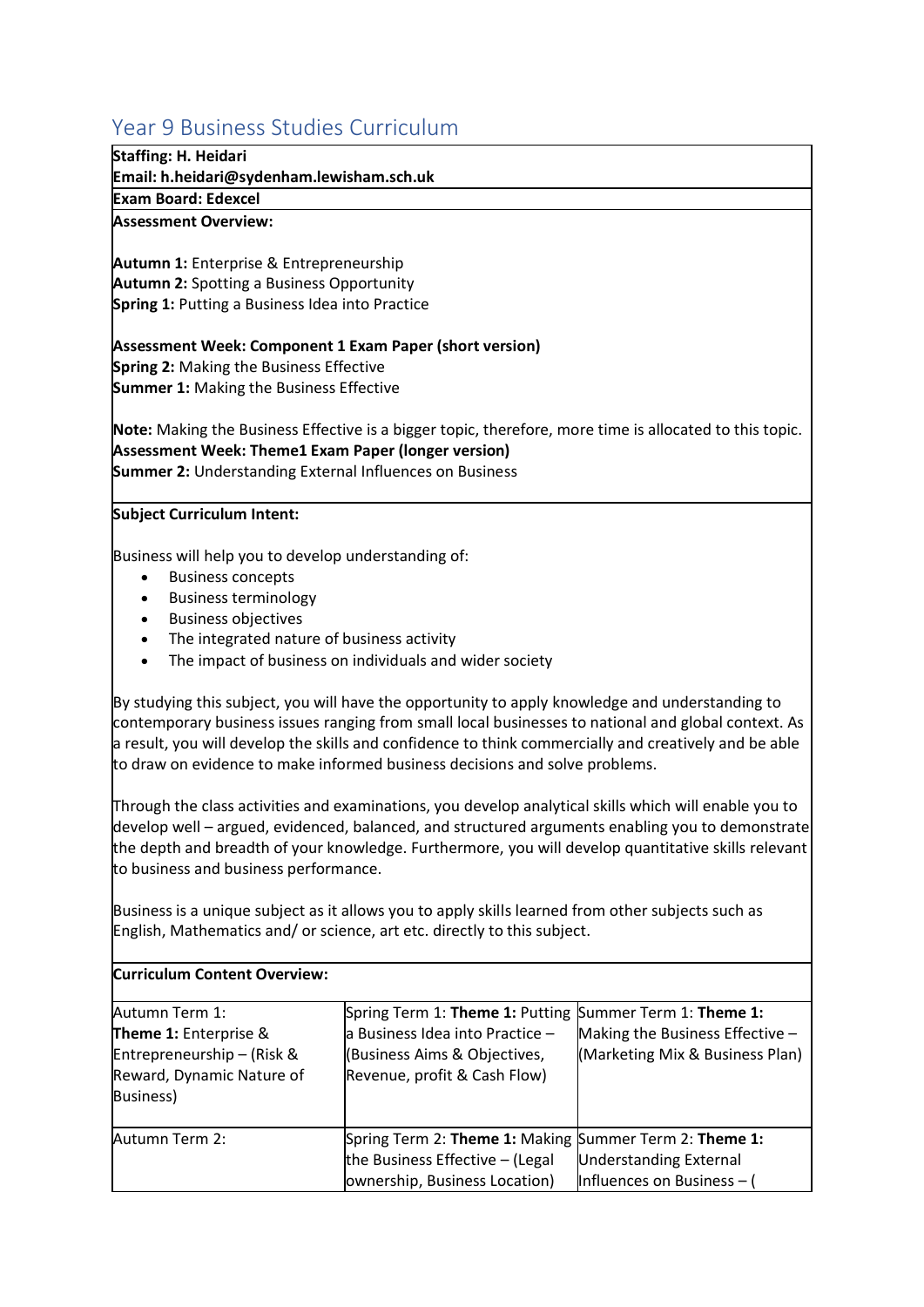# Year 9 Business Studies Curriculum

**Staffing: H. Heidari**
**Email: h.heidari@sydenham.lewisham.sch.uk**

**Exam Board: Edexcel**

**Assessment Overview:**

**Autumn 1:** Enterprise & Entrepreneurship
**Autumn 2:** Spotting a Business Opportunity
**Spring 1:** Putting a Business Idea into Practice

**Assessment Week: Component 1 Exam Paper (short version)**
**Spring 2:** Making the Business Effective
**Summer 1:** Making the Business Effective

**Note:** Making the Business Effective is a bigger topic, therefore, more time is allocated to this topic.
**Assessment Week: Theme1 Exam Paper (longer version)**
**Summer 2:** Understanding External Influences on Business

**Subject Curriculum Intent:**

Business will help you to develop understanding of:

- Business concepts
- Business terminology
- Business objectives
- The integrated nature of business activity
- The impact of business on individuals and wider society

By studying this subject, you will have the opportunity to apply knowledge and understanding to contemporary business issues ranging from small local businesses to national and global context. As a result, you will develop the skills and confidence to think commercially and creatively and be able to draw on evidence to make informed business decisions and solve problems.

Through the class activities and examinations, you develop analytical skills which will enable you to develop well – argued, evidenced, balanced, and structured arguments enabling you to demonstrate the depth and breadth of your knowledge. Furthermore, you will develop quantitative skills relevant to business and business performance.

Business is a unique subject as it allows you to apply skills learned from other subjects such as English, Mathematics and/ or science, art etc. directly to this subject.

**Curriculum Content Overview:**

| | | |
|---|---|---|
| Autumn Term 1: **Theme 1:** Enterprise & Entrepreneurship – (Risk & Reward, Dynamic Nature of Business) | Spring Term 1: **Theme 1:** Putting a Business Idea into Practice – (Business Aims & Objectives, Revenue, profit & Cash Flow) | Summer Term 1: **Theme 1:** Making the Business Effective – (Marketing Mix & Business Plan) |
| Autumn Term 2: | Spring Term 2: **Theme 1:** Making the Business Effective – (Legal ownership, Business Location) | Summer Term 2: **Theme 1:** Understanding External Influences on Business – ( |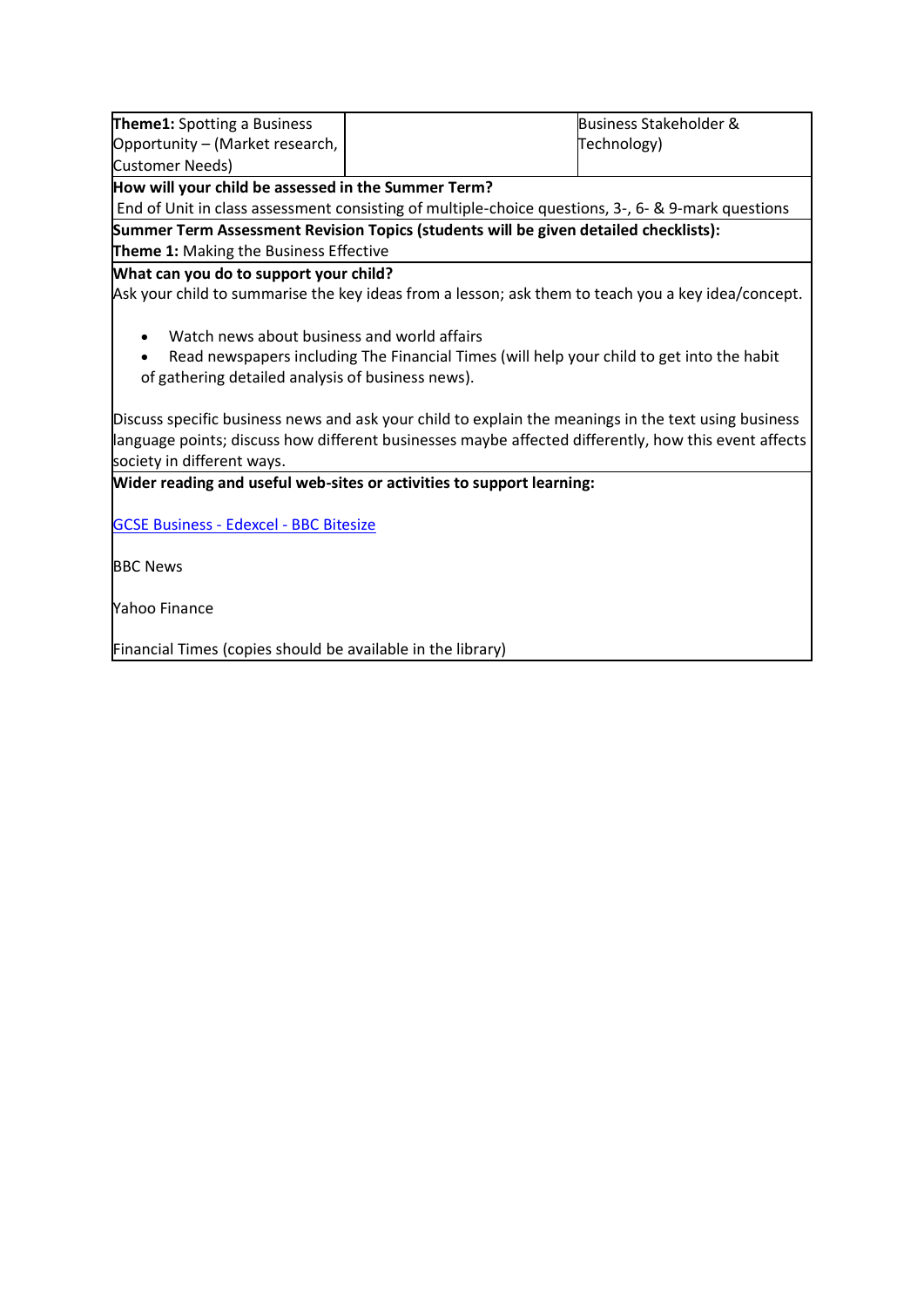| **Theme1:** Spotting a Business Opportunity – (Market research, Customer Needs) | | Business Stakeholder & Technology) |
|---|---|---|

**How will your child be assessed in the Summer Term?**

End of Unit in class assessment consisting of multiple-choice questions, 3-, 6- & 9-mark questions

**Summer Term Assessment Revision Topics (students will be given detailed checklists):**

**Theme 1:** Making the Business Effective

**What can you do to support your child?**

Ask your child to summarise the key ideas from a lesson; ask them to teach you a key idea/concept.

- Watch news about business and world affairs
- Read newspapers including The Financial Times (will help your child to get into the habit of gathering detailed analysis of business news).

Discuss specific business news and ask your child to explain the meanings in the text using business language points; discuss how different businesses maybe affected differently, how this event affects society in different ways.

**Wider reading and useful web-sites or activities to support learning:**

GCSE Business - Edexcel - BBC Bitesize

BBC News

Yahoo Finance

Financial Times (copies should be available in the library)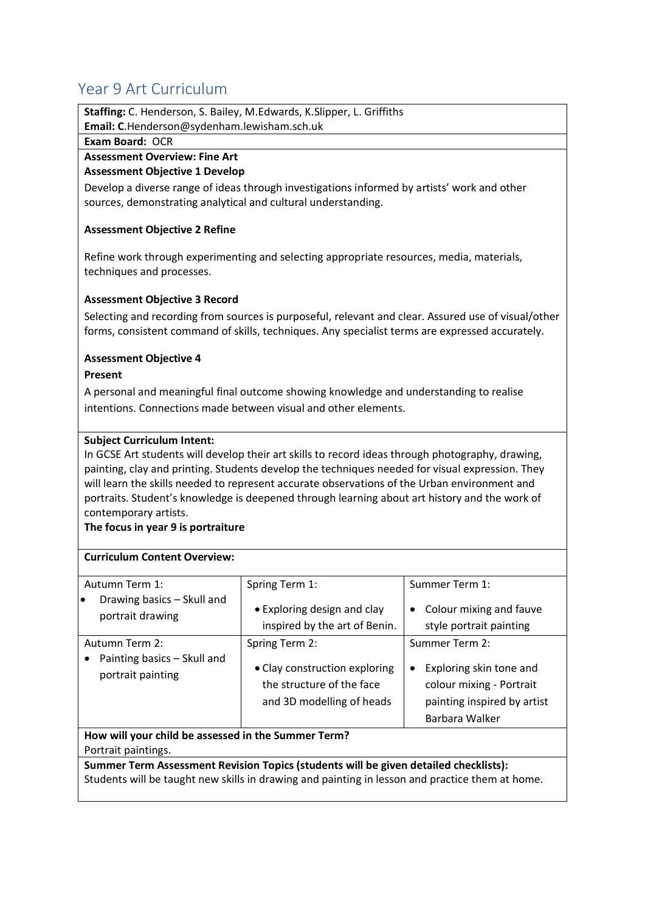# Year 9 Art Curriculum

**Staffing:** C. Henderson, S. Bailey, M.Edwards, K.Slipper, L. Griffiths
**Email: C**.Henderson@sydenham.lewisham.sch.uk

**Exam Board:** OCR

**Assessment Overview: Fine Art**

**Assessment Objective 1 Develop**

Develop a diverse range of ideas through investigations informed by artists' work and other sources, demonstrating analytical and cultural understanding.

**Assessment Objective 2 Refine**

Refine work through experimenting and selecting appropriate resources, media, materials, techniques and processes.

**Assessment Objective 3 Record**

Selecting and recording from sources is purposeful, relevant and clear. Assured use of visual/other forms, consistent command of skills, techniques. Any specialist terms are expressed accurately.

**Assessment Objective 4**

**Present**

A personal and meaningful final outcome showing knowledge and understanding to realise intentions. Connections made between visual and other elements.

**Subject Curriculum Intent:**

In GCSE Art students will develop their art skills to record ideas through photography, drawing, painting, clay and printing. Students develop the techniques needed for visual expression. They will learn the skills needed to represent accurate observations of the Urban environment and portraits. Student's knowledge is deepened through learning about art history and the work of contemporary artists.

**The focus in year 9 is portraiture**

**Curriculum Content Overview:**

| Autumn Term 1: | Spring Term 1: | Summer Term 1: |
|---|---|---|
| • Drawing basics – Skull and portrait drawing | • Exploring design and clay inspired by the art of Benin. | • Colour mixing and fauve style portrait painting |
| **Autumn Term 2:** | **Spring Term 2:** | **Summer Term 2:** |
| • Painting basics – Skull and portrait painting | • Clay construction exploring the structure of the face and 3D modelling of heads | • Exploring skin tone and colour mixing - Portrait painting inspired by artist Barbara Walker |

**How will your child be assessed in the Summer Term?**

Portrait paintings.

**Summer Term Assessment Revision Topics (students will be given detailed checklists):**

Students will be taught new skills in drawing and painting in lesson and practice them at home.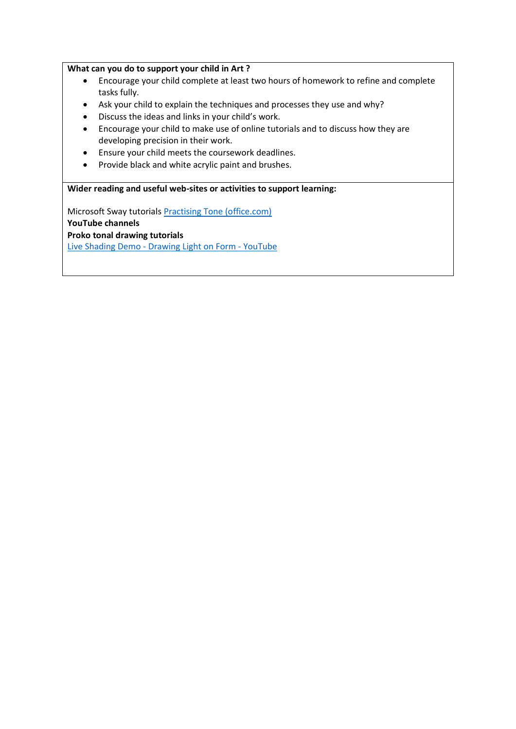**What can you do to support your child in Art ?**

- Encourage your child complete at least two hours of homework to refine and complete tasks fully.
- Ask your child to explain the techniques and processes they use and why?
- Discuss the ideas and links in your child's work.
- Encourage your child to make use of online tutorials and to discuss how they are developing precision in their work.
- Ensure your child meets the coursework deadlines.
- Provide black and white acrylic paint and brushes.

**Wider reading and useful web-sites or activities to support learning:**

Microsoft Sway tutorials Practising Tone (office.com)
**YouTube channels**
**Proko tonal drawing tutorials**
Live Shading Demo - Drawing Light on Form - YouTube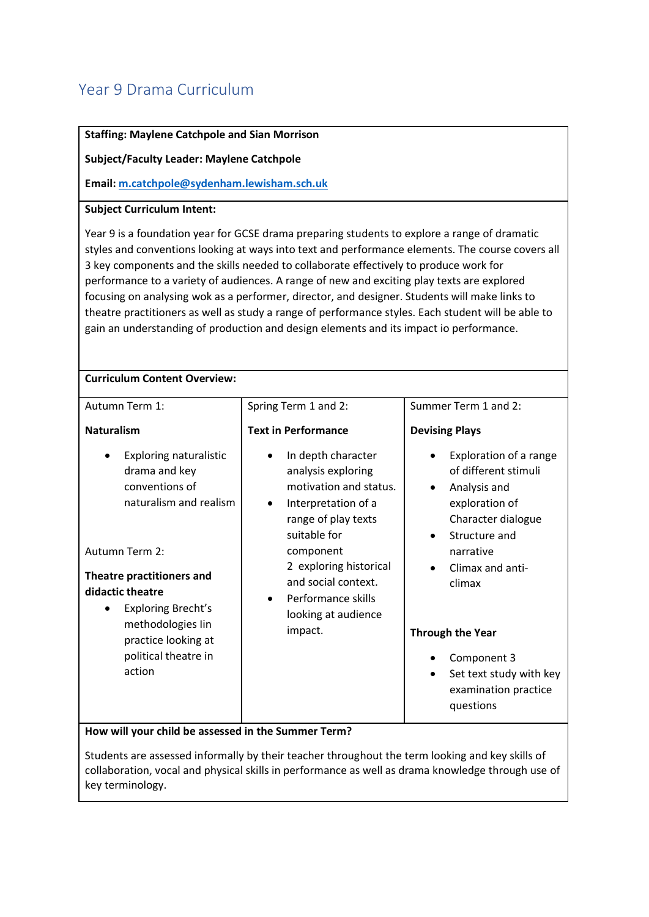# Year 9 Drama Curriculum

**Staffing: Maylene Catchpole and Sian Morrison**

**Subject/Faculty Leader: Maylene Catchpole**

**Email: m.catchpole@sydenham.lewisham.sch.uk**

**Subject Curriculum Intent:**

Year 9 is a foundation year for GCSE drama preparing students to explore a range of dramatic styles and conventions looking at ways into text and performance elements. The course covers all 3 key components and the skills needed to collaborate effectively to produce work for performance to a variety of audiences. A range of new and exciting play texts are explored focusing on analysing wok as a performer, director, and designer. Students will make links to theatre practitioners as well as study a range of performance styles. Each student will be able to gain an understanding of production and design elements and its impact io performance.

**Curriculum Content Overview:**

| Autumn Term 1: | Spring Term 1 and 2: | Summer Term 1 and 2: |
| --- | --- | --- |
| **Naturalism**<br><br>• Exploring naturalistic drama and key conventions of naturalism and realism<br><br>Autumn Term 2:<br><br>**Theatre practitioners and didactic theatre**<br><br>• Exploring Brecht's methodologies lin practice looking at political theatre in action | **Text in Performance**<br><br>• In depth character analysis exploring motivation and status.<br>• Interpretation of a range of play texts suitable for component 2 exploring historical and social context.<br>• Performance skills looking at audience impact. | **Devising Plays**<br><br>• Exploration of a range of different stimuli<br>• Analysis and exploration of Character dialogue<br>• Structure and narrative<br>• Climax and anti-climax<br><br>**Through the Year**<br><br>• Component 3<br>• Set text study with key examination practice questions |

**How will your child be assessed in the Summer Term?**

Students are assessed informally by their teacher throughout the term looking and key skills of collaboration, vocal and physical skills in performance as well as drama knowledge through use of key terminology.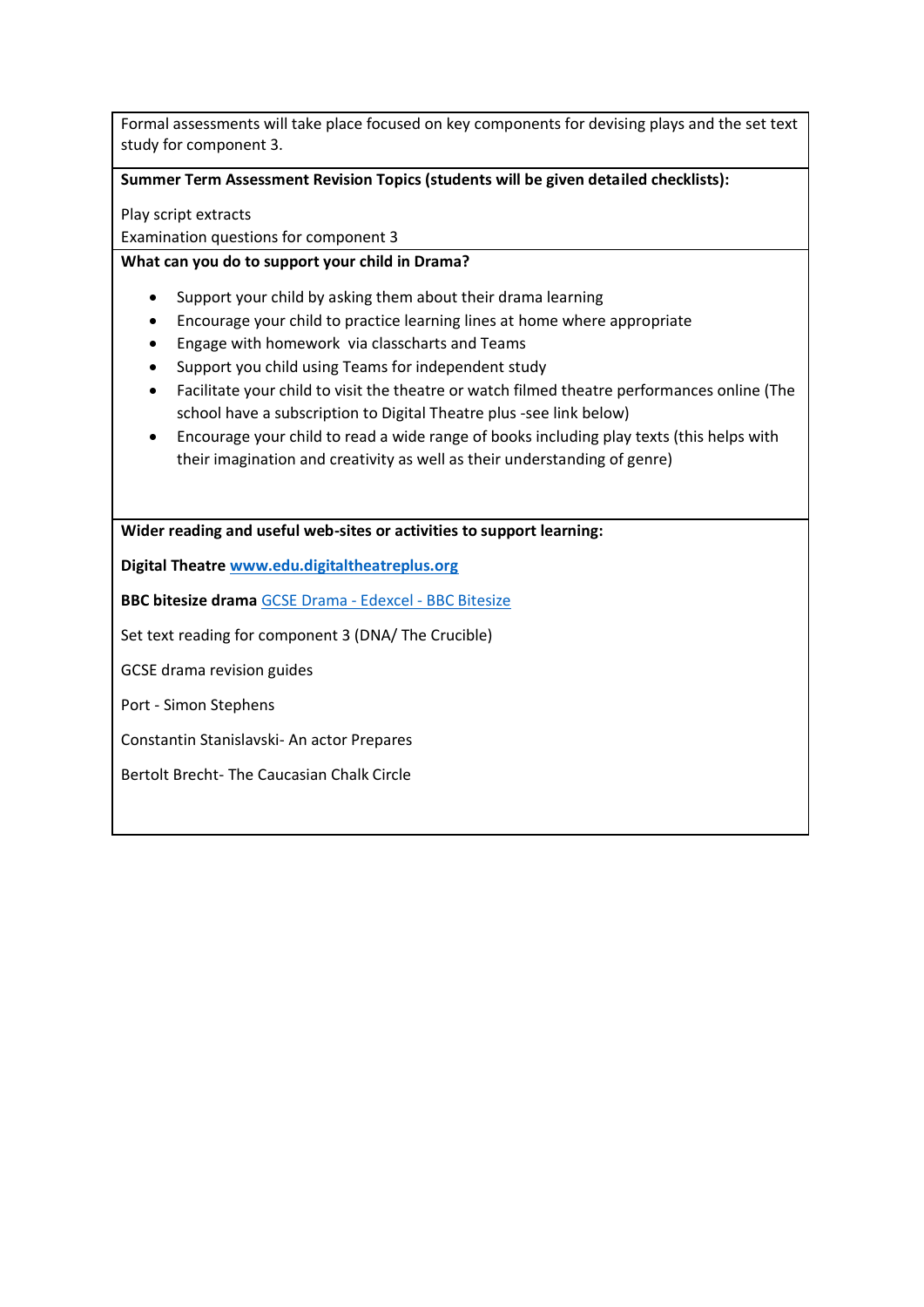Formal assessments will take place focused on key components for devising plays and the set text study for component 3.

**Summer Term Assessment Revision Topics (students will be given detailed checklists):**

Play script extracts
Examination questions for component 3

**What can you do to support your child in Drama?**

- Support your child by asking them about their drama learning
- Encourage your child to practice learning lines at home where appropriate
- Engage with homework via classcharts and Teams
- Support you child using Teams for independent study
- Facilitate your child to visit the theatre or watch filmed theatre performances online (The school have a subscription to Digital Theatre plus -see link below)
- Encourage your child to read a wide range of books including play texts (this helps with their imagination and creativity as well as their understanding of genre)

**Wider reading and useful web-sites or activities to support learning:**

**Digital Theatre** [www.edu.digitaltheatreplus.org](www.edu.digitaltheatreplus.org)

**BBC bitesize drama** GCSE Drama - Edexcel - BBC Bitesize

Set text reading for component 3 (DNA/ The Crucible)

GCSE drama revision guides

Port - Simon Stephens

Constantin Stanislavski- An actor Prepares

Bertolt Brecht- The Caucasian Chalk Circle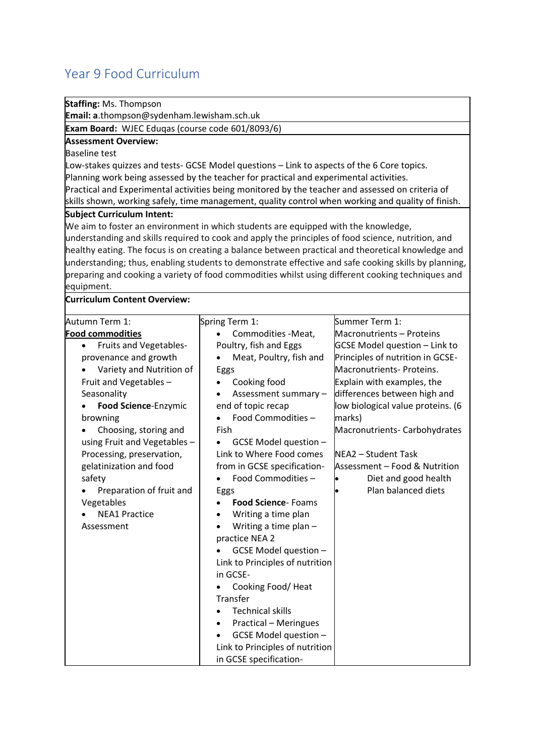# Year 9 Food Curriculum

**Staffing:** Ms. Thompson
**Email: a**.thompson@sydenham.lewisham.sch.uk

**Exam Board:** WJEC Eduqas (course code 601/8093/6)

**Assessment Overview:**
Baseline test
Low-stakes quizzes and tests- GCSE Model questions – Link to aspects of the 6 Core topics.
Planning work being assessed by the teacher for practical and experimental activities.
Practical and Experimental activities being monitored by the teacher and assessed on criteria of skills shown, working safely, time management, quality control when working and quality of finish.

**Subject Curriculum Intent:**
We aim to foster an environment in which students are equipped with the knowledge, understanding and skills required to cook and apply the principles of food science, nutrition, and healthy eating. The focus is on creating a balance between practical and theoretical knowledge and understanding; thus, enabling students to demonstrate effective and safe cooking skills by planning, preparing and cooking a variety of food commodities whilst using different cooking techniques and equipment.

**Curriculum Content Overview:**

| Autumn Term 1: | Spring Term 1: | Summer Term 1: |
|---|---|---|
| **Food commodities**<br>• Fruits and Vegetables- provenance and growth<br>• Variety and Nutrition of Fruit and Vegetables – Seasonality<br>• **Food Science**-Enzymic browning<br>• Choosing, storing and using Fruit and Vegetables – Processing, preservation, gelatinization and food safety<br>• Preparation of fruit and Vegetables<br>• NEA1 Practice Assessment | • Commodities -Meat, Poultry, fish and Eggs<br>• Meat, Poultry, fish and Eggs<br>• Cooking food<br>• Assessment summary – end of topic recap<br>• Food Commodities – Fish<br>• GCSE Model question – Link to Where Food comes from in GCSE specification-<br>• Food Commodities – Eggs<br>• **Food Science**- Foams<br>• Writing a time plan<br>• Writing a time plan – practice NEA 2<br>• GCSE Model question – Link to Principles of nutrition in GCSE-<br>• Cooking Food/ Heat Transfer<br>• Technical skills<br>• Practical – Meringues<br>• GCSE Model question – Link to Principles of nutrition in GCSE specification- | Macronutrients – Proteins<br>GCSE Model question – Link to Principles of nutrition in GCSE- Macronutrients- Proteins.<br>Explain with examples, the differences between high and low biological value proteins. (6 marks)<br>Macronutrients- Carbohydrates<br><br>NEA2 – Student Task Assessment – Food & Nutrition<br>• Diet and good health<br>• Plan balanced diets |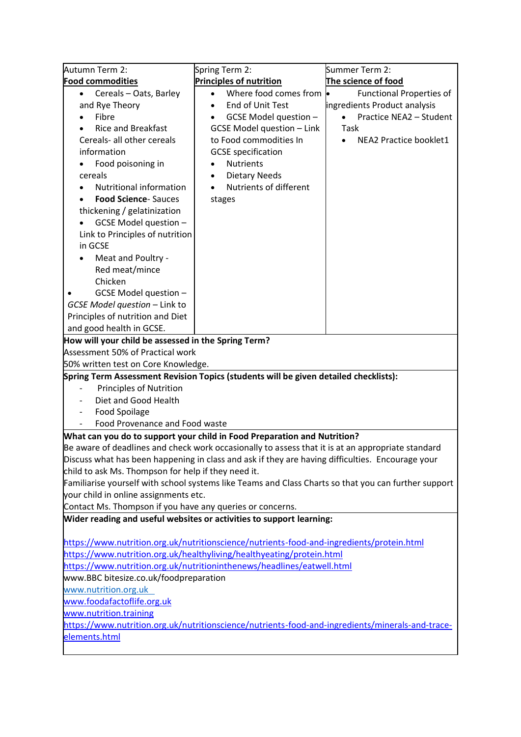| Autumn Term 2: **Food commodities** | Spring Term 2: **Principles of nutrition** | Summer Term 2: **The science of food** |
|---|---|---|
| • Cereals – Oats, Barley and Rye Theory<br>• Fibre<br>• Rice and Breakfast Cereals- all other cereals information<br>• Food poisoning in cereals<br>• Nutritional information<br>• **Food Science**- Sauces thickening / gelatinization<br>• GCSE Model question – Link to Principles of nutrition in GCSE<br>• Meat and Poultry - Red meat/mince Chicken<br>• GCSE Model question – *GCSE Model question* – Link to Principles of nutrition and Diet and good health in GCSE. | • Where food comes from<br>• End of Unit Test<br>• GCSE Model question – GCSE Model question – Link to Food commodities In GCSE specification<br>• Nutrients<br>• Dietary Needs<br>• Nutrients of different stages | • Functional Properties of ingredients Product analysis<br>• Practice NEA2 – Student Task<br>• NEA2 Practice booklet1 |

**How will your child be assessed in the Spring Term?**

Assessment 50% of Practical work

50% written test on Core Knowledge.

**Spring Term Assessment Revision Topics (students will be given detailed checklists):**

- Principles of Nutrition
- Diet and Good Health
- Food Spoilage
- Food Provenance and Food waste

**What can you do to support your child in Food Preparation and Nutrition?**

Be aware of deadlines and check work occasionally to assess that it is at an appropriate standard

Discuss what has been happening in class and ask if they are having difficulties. Encourage your child to ask Ms. Thompson for help if they need it.

Familiarise yourself with school systems like Teams and Class Charts so that you can further support your child in online assignments etc.

Contact Ms. Thompson if you have any queries or concerns.

**Wider reading and useful websites or activities to support learning:**

https://www.nutrition.org.uk/nutritionscience/nutrients-food-and-ingredients/protein.html

https://www.nutrition.org.uk/healthyliving/healthyeating/protein.html

https://www.nutrition.org.uk/nutritioninthenews/headlines/eatwell.html

www.BBC bitesize.co.uk/foodpreparation

www.nutrition.org.uk

www.foodafactoflife.org.uk

www.nutrition.training

https://www.nutrition.org.uk/nutritionscience/nutrients-food-and-ingredients/minerals-and-trace-elements.html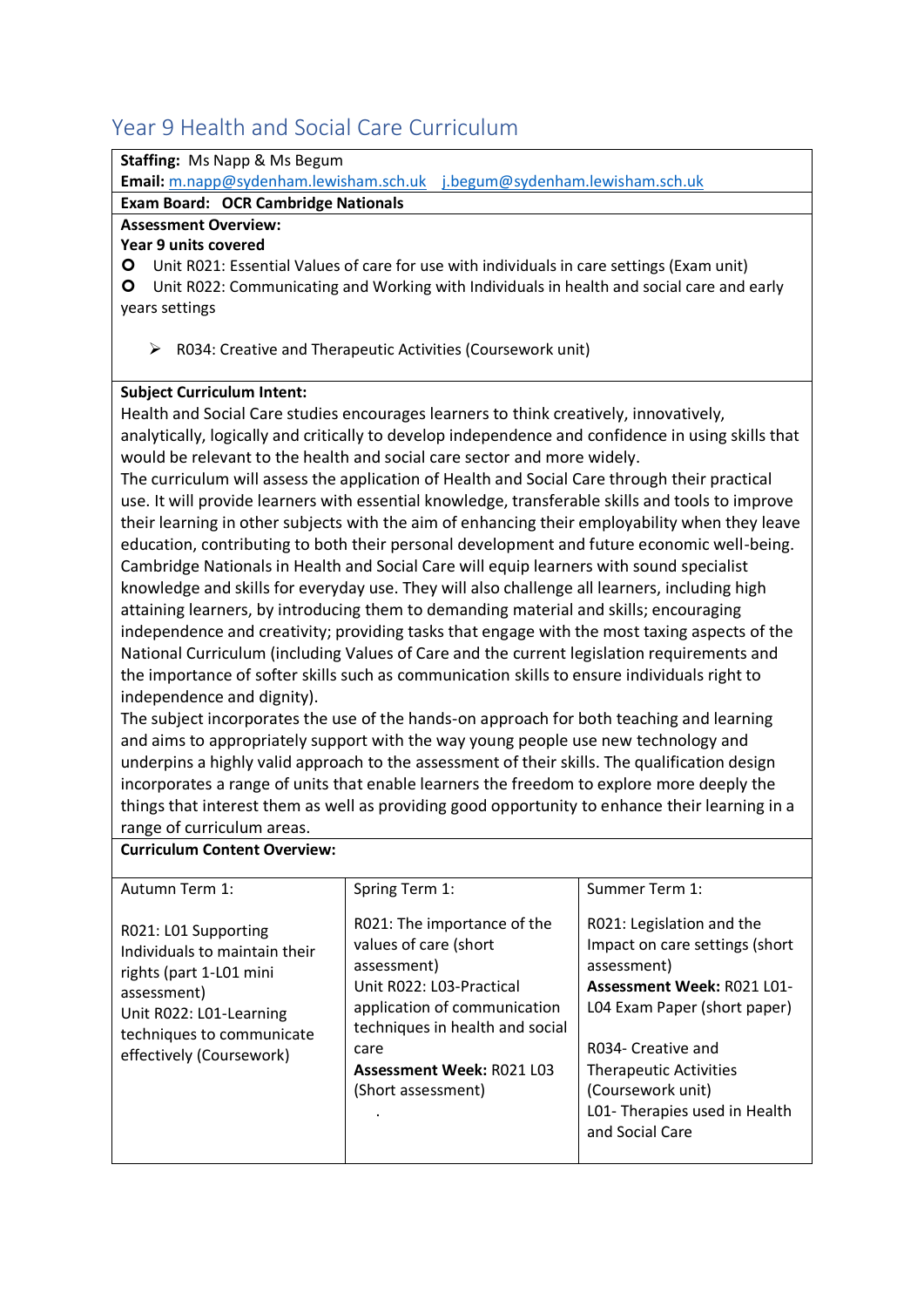## Year 9 Health and Social Care Curriculum

**Staffing:** Ms Napp & Ms Begum

**Email:** m.napp@sydenham.lewisham.sch.uk  j.begum@sydenham.lewisham.sch.uk

**Exam Board: OCR Cambridge Nationals**

**Assessment Overview:**

**Year 9 units covered**

- Unit R021: Essential Values of care for use with individuals in care settings (Exam unit)
- Unit R022: Communicating and Working with Individuals in health and social care and early years settings

  - R034: Creative and Therapeutic Activities (Coursework unit)

**Subject Curriculum Intent:**

Health and Social Care studies encourages learners to think creatively, innovatively, analytically, logically and critically to develop independence and confidence in using skills that would be relevant to the health and social care sector and more widely.

The curriculum will assess the application of Health and Social Care through their practical use. It will provide learners with essential knowledge, transferable skills and tools to improve their learning in other subjects with the aim of enhancing their employability when they leave education, contributing to both their personal development and future economic well-being. Cambridge Nationals in Health and Social Care will equip learners with sound specialist knowledge and skills for everyday use. They will also challenge all learners, including high attaining learners, by introducing them to demanding material and skills; encouraging independence and creativity; providing tasks that engage with the most taxing aspects of the National Curriculum (including Values of Care and the current legislation requirements and the importance of softer skills such as communication skills to ensure individuals right to independence and dignity).

The subject incorporates the use of the hands-on approach for both teaching and learning and aims to appropriately support with the way young people use new technology and underpins a highly valid approach to the assessment of their skills. The qualification design incorporates a range of units that enable learners the freedom to explore more deeply the things that interest them as well as providing good opportunity to enhance their learning in a range of curriculum areas.

**Curriculum Content Overview:**

| Autumn Term 1: | Spring Term 1: | Summer Term 1: |
|---|---|---|
| R021: L01 Supporting Individuals to maintain their rights (part 1-L01 mini assessment)<br>Unit R022: L01-Learning techniques to communicate effectively (Coursework) | R021: The importance of the values of care (short assessment)<br>Unit R022: L03-Practical application of communication techniques in health and social care<br>**Assessment Week:** R021 L03 (Short assessment)<br>. | R021: Legislation and the Impact on care settings (short assessment)<br>**Assessment Week:** R021 L01-L04 Exam Paper (short paper)<br><br>R034- Creative and Therapeutic Activities (Coursework unit)<br>L01- Therapies used in Health and Social Care |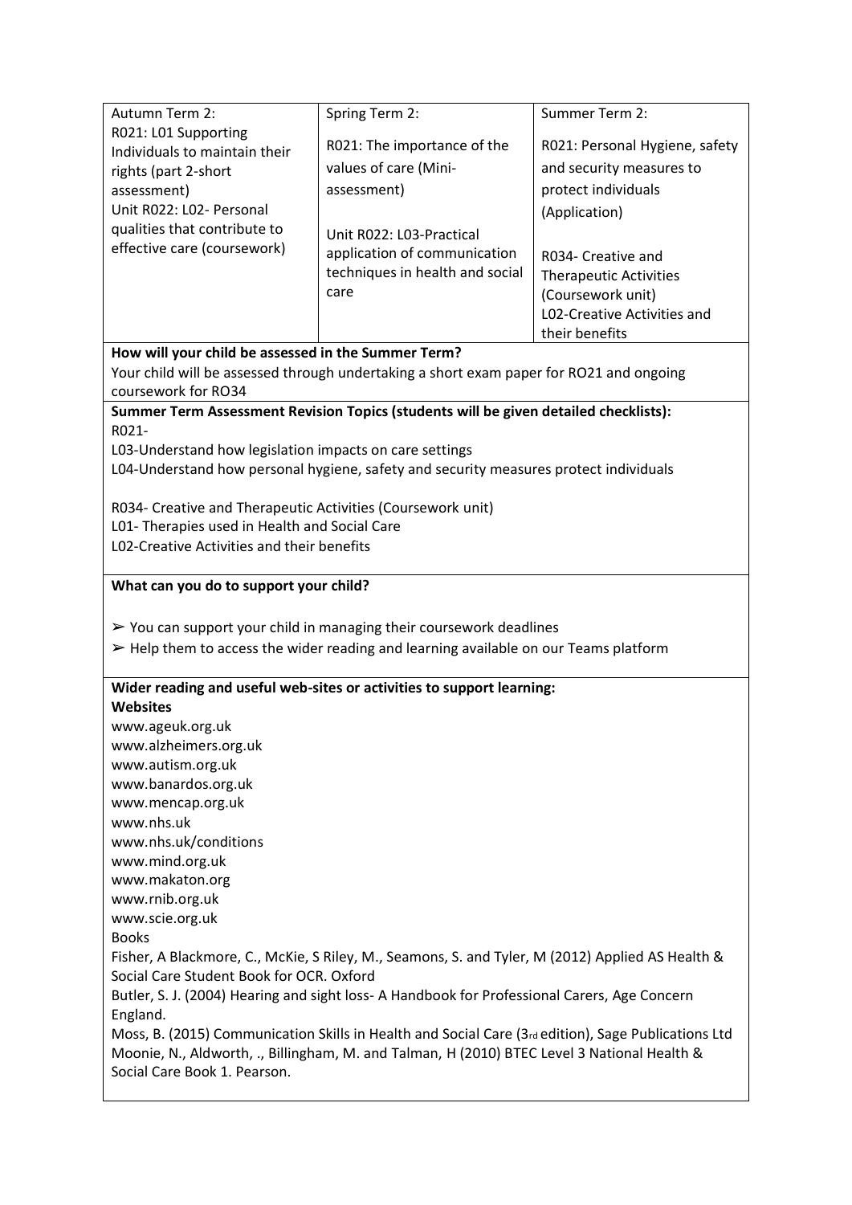| Autumn Term 2: | Spring Term 2: | Summer Term 2: |
|---|---|---|
| R021: L01 Supporting Individuals to maintain their rights (part 2-short assessment)<br>Unit R022: L02- Personal qualities that contribute to effective care (coursework) | R021: The importance of the values of care (Mini-assessment)<br><br>Unit R022: L03-Practical application of communication techniques in health and social care | R021: Personal Hygiene, safety and security measures to protect individuals (Application)<br><br>R034- Creative and Therapeutic Activities (Coursework unit)<br>L02-Creative Activities and their benefits |

**How will your child be assessed in the Summer Term?**

Your child will be assessed through undertaking a short exam paper for RO21 and ongoing coursework for RO34

**Summer Term Assessment Revision Topics (students will be given detailed checklists):**

R021-

L03-Understand how legislation impacts on care settings

L04-Understand how personal hygiene, safety and security measures protect individuals

R034- Creative and Therapeutic Activities (Coursework unit)

L01- Therapies used in Health and Social Care

L02-Creative Activities and their benefits

**What can you do to support your child?**

➢ You can support your child in managing their coursework deadlines

➢ Help them to access the wider reading and learning available on our Teams platform

**Wider reading and useful web-sites or activities to support learning:**

**Websites**

www.ageuk.org.uk
www.alzheimers.org.uk
www.autism.org.uk
www.banardos.org.uk
www.mencap.org.uk
www.nhs.uk
www.nhs.uk/conditions
www.mind.org.uk
www.makaton.org
www.rnib.org.uk
www.scie.org.uk

Books

Fisher, A Blackmore, C., McKie, S Riley, M., Seamons, S. and Tyler, M (2012) Applied AS Health & Social Care Student Book for OCR. Oxford

Butler, S. J. (2004) Hearing and sight loss- A Handbook for Professional Carers, Age Concern England.

Moss, B. (2015) Communication Skills in Health and Social Care (3rd edition), Sage Publications Ltd

Moonie, N., Aldworth, ., Billingham, M. and Talman, H (2010) BTEC Level 3 National Health & Social Care Book 1. Pearson.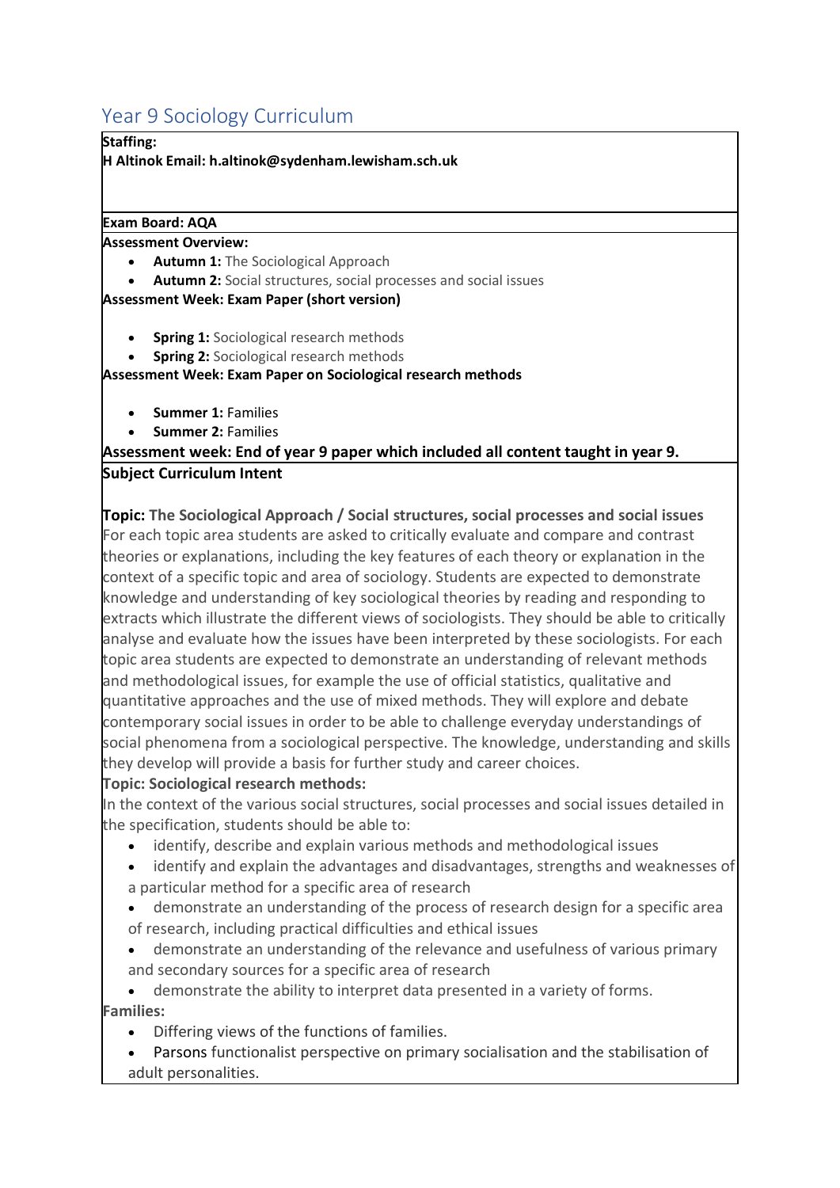# Year 9 Sociology Curriculum

**Staffing:**

**H Altinok Email: h.altinok@sydenham.lewisham.sch.uk**

**Exam Board: AQA**

**Assessment Overview:**

- **Autumn 1:** The Sociological Approach
- **Autumn 2:** Social structures, social processes and social issues

**Assessment Week: Exam Paper (short version)**

- **Spring 1:** Sociological research methods
- **Spring 2:** Sociological research methods

**Assessment Week: Exam Paper on Sociological research methods**

- **Summer 1:** Families
- **Summer 2:** Families

**Assessment week: End of year 9 paper which included all content taught in year 9.**

**Subject Curriculum Intent**

**Topic: The Sociological Approach / Social structures, social processes and social issues**

For each topic area students are asked to critically evaluate and compare and contrast theories or explanations, including the key features of each theory or explanation in the context of a specific topic and area of sociology. Students are expected to demonstrate knowledge and understanding of key sociological theories by reading and responding to extracts which illustrate the different views of sociologists. They should be able to critically analyse and evaluate how the issues have been interpreted by these sociologists. For each topic area students are expected to demonstrate an understanding of relevant methods and methodological issues, for example the use of official statistics, qualitative and quantitative approaches and the use of mixed methods. They will explore and debate contemporary social issues in order to be able to challenge everyday understandings of social phenomena from a sociological perspective. The knowledge, understanding and skills they develop will provide a basis for further study and career choices.

**Topic: Sociological research methods:**

In the context of the various social structures, social processes and social issues detailed in the specification, students should be able to:

- identify, describe and explain various methods and methodological issues
- identify and explain the advantages and disadvantages, strengths and weaknesses of a particular method for a specific area of research
- demonstrate an understanding of the process of research design for a specific area of research, including practical difficulties and ethical issues
- demonstrate an understanding of the relevance and usefulness of various primary and secondary sources for a specific area of research
- demonstrate the ability to interpret data presented in a variety of forms.

**Families:**

- Differing views of the functions of families.
- Parsons functionalist perspective on primary socialisation and the stabilisation of adult personalities.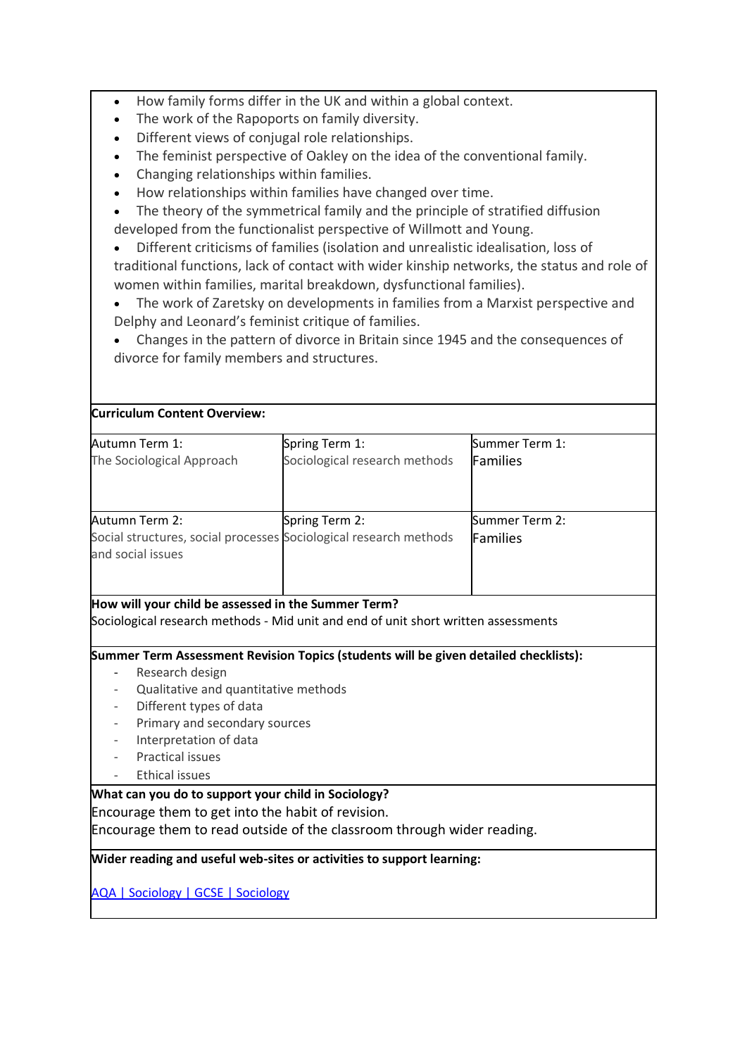- How family forms differ in the UK and within a global context.
- The work of the Rapoports on family diversity.
- Different views of conjugal role relationships.
- The feminist perspective of Oakley on the idea of the conventional family.
- Changing relationships within families.
- How relationships within families have changed over time.
- The theory of the symmetrical family and the principle of stratified diffusion developed from the functionalist perspective of Willmott and Young.
- Different criticisms of families (isolation and unrealistic idealisation, loss of traditional functions, lack of contact with wider kinship networks, the status and role of women within families, marital breakdown, dysfunctional families).
- The work of Zaretsky on developments in families from a Marxist perspective and Delphy and Leonard's feminist critique of families.
- Changes in the pattern of divorce in Britain since 1945 and the consequences of divorce for family members and structures.

**Curriculum Content Overview:**

| Autumn Term 1:<br>The Sociological Approach | Spring Term 1:<br>Sociological research methods | Summer Term 1:<br>Families |
|---|---|---|
| Autumn Term 2:<br>Social structures, social processes and social issues | Spring Term 2:<br>Sociological research methods | Summer Term 2:<br>Families |

**How will your child be assessed in the Summer Term?**

Sociological research methods - Mid unit and end of unit short written assessments

**Summer Term Assessment Revision Topics (students will be given detailed checklists):**

- Research design
- Qualitative and quantitative methods
- Different types of data
- Primary and secondary sources
- Interpretation of data
- Practical issues
- Ethical issues

**What can you do to support your child in Sociology?**

Encourage them to get into the habit of revision.

Encourage them to read outside of the classroom through wider reading.

**Wider reading and useful web-sites or activities to support learning:**

AQA | Sociology | GCSE | Sociology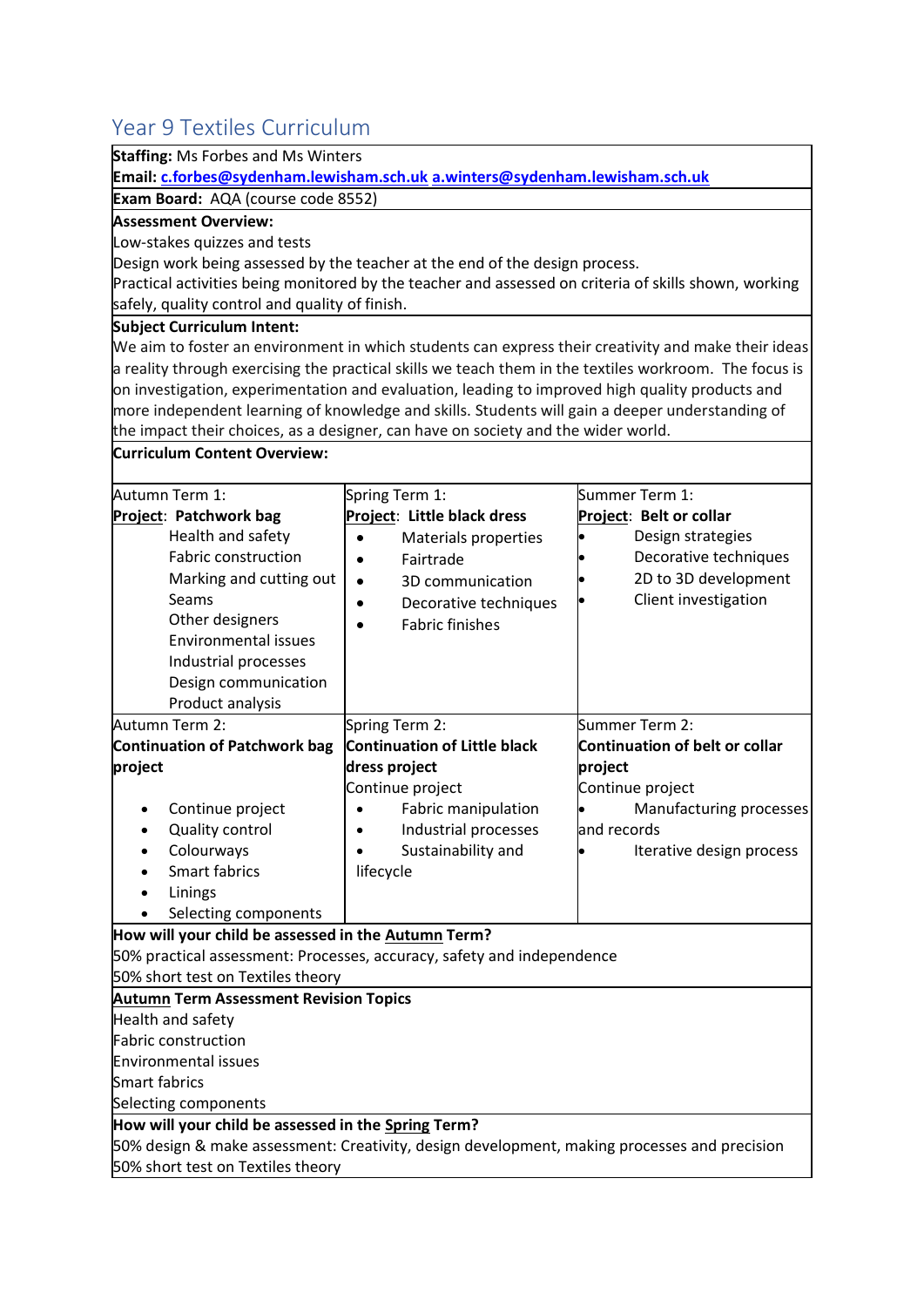# Year 9 Textiles Curriculum

**Staffing:** Ms Forbes and Ms Winters

**Email:** c.forbes@sydenham.lewisham.sch.uk a.winters@sydenham.lewisham.sch.uk

**Exam Board:** AQA (course code 8552)

**Assessment Overview:**

Low-stakes quizzes and tests

Design work being assessed by the teacher at the end of the design process.

Practical activities being monitored by the teacher and assessed on criteria of skills shown, working safely, quality control and quality of finish.

**Subject Curriculum Intent:**

We aim to foster an environment in which students can express their creativity and make their ideas a reality through exercising the practical skills we teach them in the textiles workroom. The focus is on investigation, experimentation and evaluation, leading to improved high quality products and more independent learning of knowledge and skills. Students will gain a deeper understanding of the impact their choices, as a designer, can have on society and the wider world.

**Curriculum Content Overview:**

| Autumn Term 1: | Spring Term 1: | Summer Term 1: |
|---|---|---|
| **Project**: **Patchwork bag**<br>Health and safety<br>Fabric construction<br>Marking and cutting out<br>Seams<br>Other designers<br>Environmental issues<br>Industrial processes<br>Design communication<br>Product analysis | **Project**: **Little black dress**<br>• Materials properties<br>• Fairtrade<br>• 3D communication<br>• Decorative techniques<br>• Fabric finishes | **Project**: **Belt or collar**<br>• Design strategies<br>• Decorative techniques<br>• 2D to 3D development<br>• Client investigation |
| Autumn Term 2:<br>**Continuation of Patchwork bag project**<br>• Continue project<br>• Quality control<br>• Colourways<br>• Smart fabrics<br>• Linings<br>• Selecting components | Spring Term 2:<br>**Continuation of Little black dress project**<br>Continue project<br>• Fabric manipulation<br>• Industrial processes<br>• Sustainability and lifecycle | Summer Term 2:<br>**Continuation of belt or collar project**<br>Continue project<br>• Manufacturing processes and records<br>• Iterative design process |

**How will your child be assessed in the Autumn Term?**

50% practical assessment: Processes, accuracy, safety and independence

50% short test on Textiles theory

**Autumn Term Assessment Revision Topics**

Health and safety

Fabric construction

Environmental issues

Smart fabrics

Selecting components

**How will your child be assessed in the Spring Term?**

50% design & make assessment: Creativity, design development, making processes and precision

50% short test on Textiles theory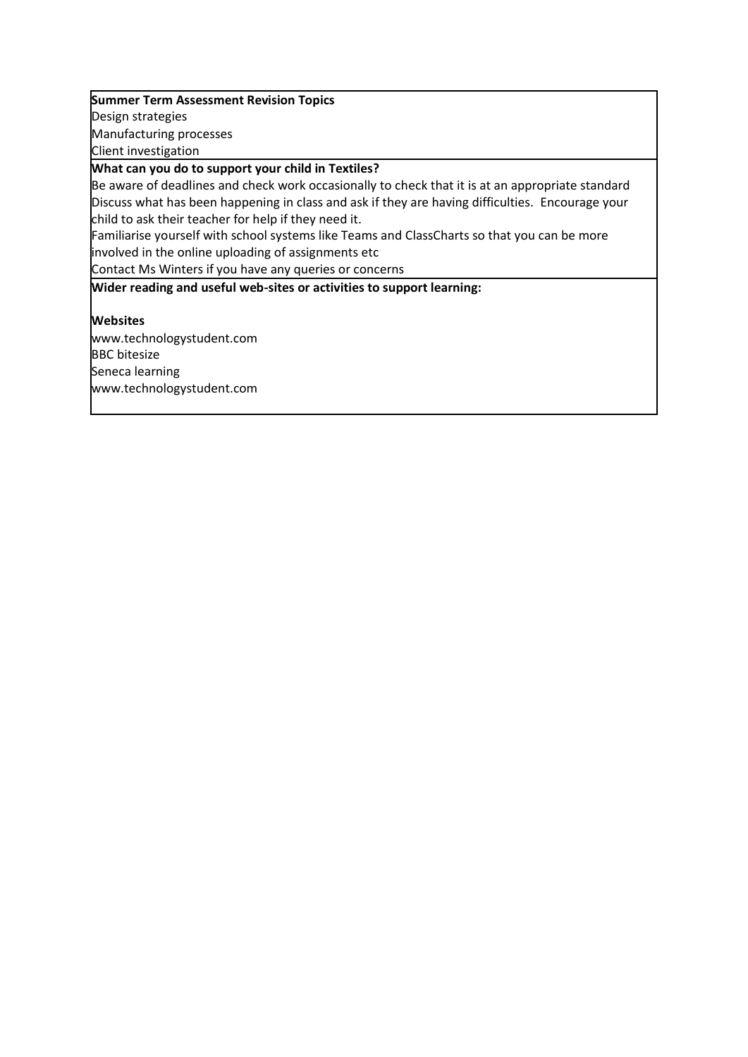**Summer Term Assessment Revision Topics**

Design strategies

Manufacturing processes

Client investigation

**What can you do to support your child in Textiles?**

Be aware of deadlines and check work occasionally to check that it is at an appropriate standard

Discuss what has been happening in class and ask if they are having difficulties. Encourage your child to ask their teacher for help if they need it.

Familiarise yourself with school systems like Teams and ClassCharts so that you can be more involved in the online uploading of assignments etc

Contact Ms Winters if you have any queries or concerns

**Wider reading and useful web-sites or activities to support learning:**

**Websites**

www.technologystudent.com

BBC bitesize

Seneca learning

www.technologystudent.com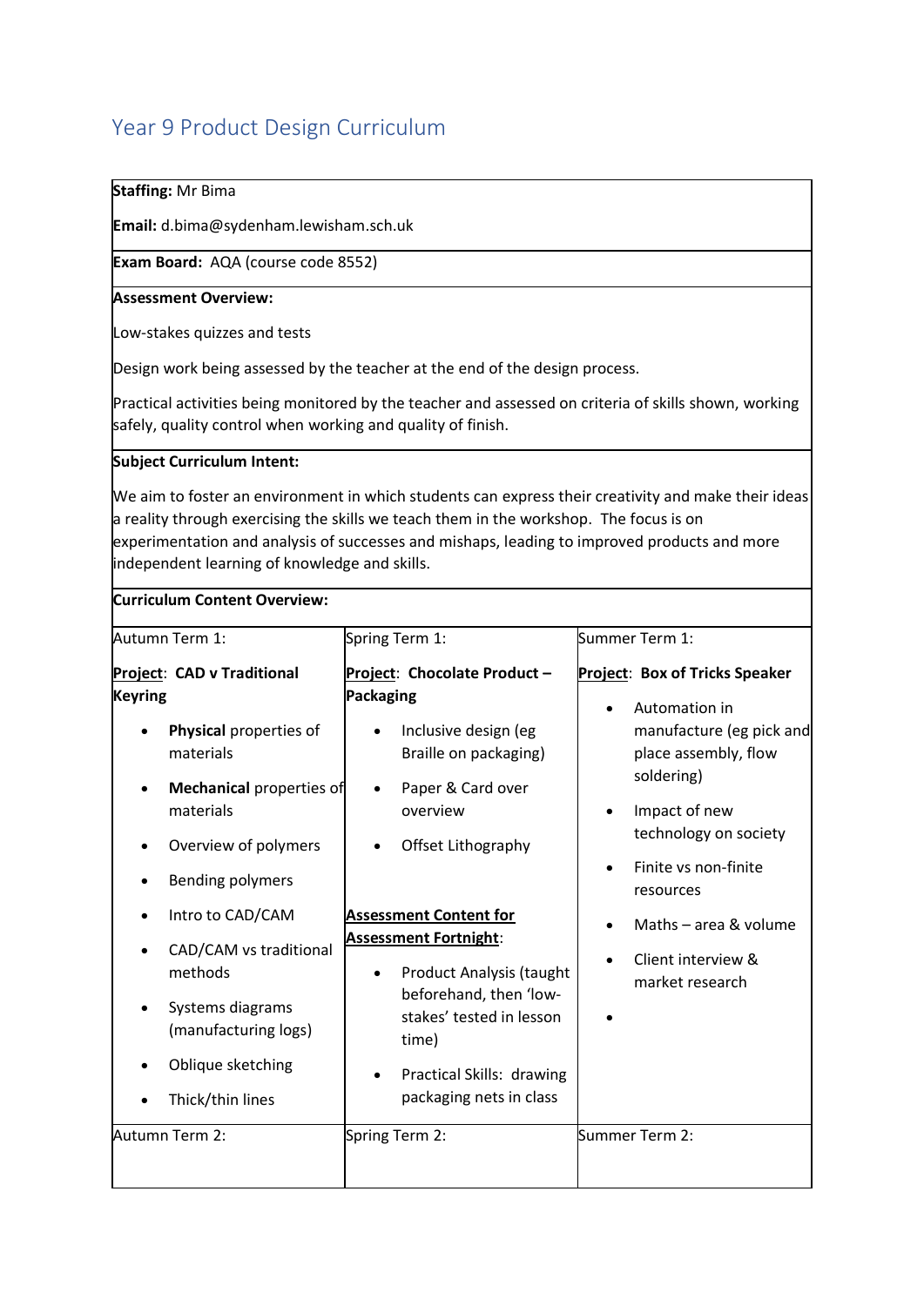# Year 9 Product Design Curriculum

**Staffing:** Mr Bima

**Email:** d.bima@sydenham.lewisham.sch.uk

**Exam Board:** AQA (course code 8552)

**Assessment Overview:**

Low-stakes quizzes and tests

Design work being assessed by the teacher at the end of the design process.

Practical activities being monitored by the teacher and assessed on criteria of skills shown, working safely, quality control when working and quality of finish.

**Subject Curriculum Intent:**

We aim to foster an environment in which students can express their creativity and make their ideas a reality through exercising the skills we teach them in the workshop. The focus is on experimentation and analysis of successes and mishaps, leading to improved products and more independent learning of knowledge and skills.

**Curriculum Content Overview:**

| Autumn Term 1: | Spring Term 1: | Summer Term 1: |
|---|---|---|
| **Project**: **CAD v Traditional Keyring**<br>• **Physical** properties of materials<br>• **Mechanical** properties of materials<br>• Overview of polymers<br>• Bending polymers<br>• Intro to CAD/CAM<br>• CAD/CAM vs traditional methods<br>• Systems diagrams (manufacturing logs)<br>• Oblique sketching<br>• Thick/thin lines | **Project**: **Chocolate Product – Packaging**<br>• Inclusive design (eg Braille on packaging)<br>• Paper & Card over overview<br>• Offset Lithography<br><br>**Assessment Content for Assessment Fortnight**:<br>• Product Analysis (taught beforehand, then 'low-stakes' tested in lesson time)<br>• Practical Skills: drawing packaging nets in class | **Project**: **Box of Tricks Speaker**<br>• Automation in manufacture (eg pick and place assembly, flow soldering)<br>• Impact of new technology on society<br>• Finite vs non-finite resources<br>• Maths – area & volume<br>• Client interview & market research<br>• |
| Autumn Term 2: | Spring Term 2: | Summer Term 2: |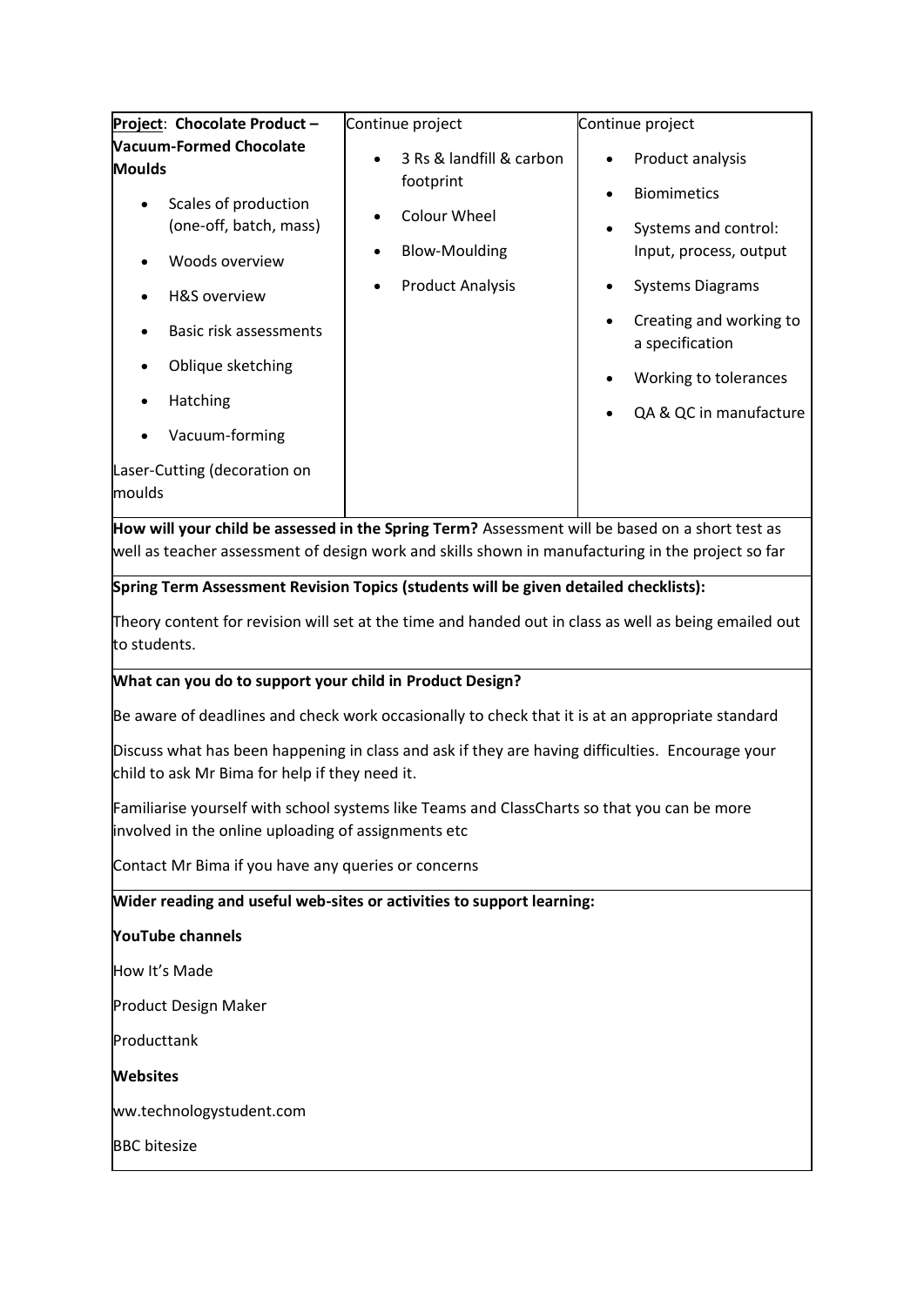| **Project**: **Chocolate Product – Vacuum-Formed Chocolate Moulds**<br><br>• Scales of production (one-off, batch, mass)<br>• Woods overview<br>• H&S overview<br>• Basic risk assessments<br>• Oblique sketching<br>• Hatching<br>• Vacuum-forming<br><br>Laser-Cutting (decoration on moulds | Continue project<br><br>• 3 Rs & landfill & carbon footprint<br>• Colour Wheel<br>• Blow-Moulding<br>• Product Analysis | Continue project<br><br>• Product analysis<br>• Biomimetics<br>• Systems and control: Input, process, output<br>• Systems Diagrams<br>• Creating and working to a specification<br>• Working to tolerances<br>• QA & QC in manufacture |
|---|---|---|

**How will your child be assessed in the Spring Term?** Assessment will be based on a short test as well as teacher assessment of design work and skills shown in manufacturing in the project so far

**Spring Term Assessment Revision Topics (students will be given detailed checklists):**

Theory content for revision will set at the time and handed out in class as well as being emailed out to students.

**What can you do to support your child in Product Design?**

Be aware of deadlines and check work occasionally to check that it is at an appropriate standard

Discuss what has been happening in class and ask if they are having difficulties. Encourage your child to ask Mr Bima for help if they need it.

Familiarise yourself with school systems like Teams and ClassCharts so that you can be more involved in the online uploading of assignments etc

Contact Mr Bima if you have any queries or concerns

**Wider reading and useful web-sites or activities to support learning:**

**YouTube channels**

How It's Made

Product Design Maker

Producttank

**Websites**

ww.technologystudent.com

BBC bitesize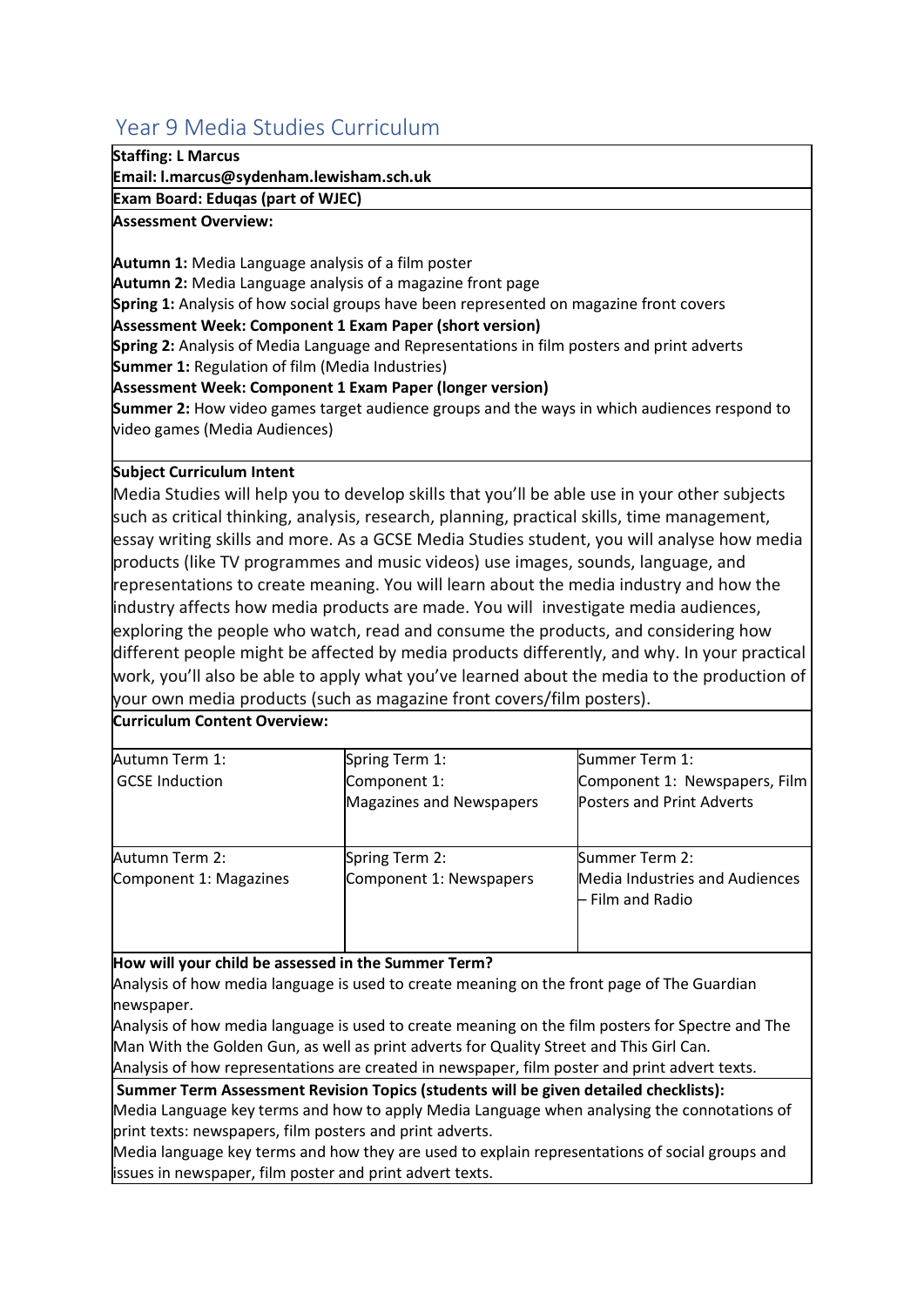# Year 9 Media Studies Curriculum

**Staffing: L Marcus**

**Email: l.marcus@sydenham.lewisham.sch.uk**

**Exam Board: Eduqas (part of WJEC)**

**Assessment Overview:**

**Autumn 1:** Media Language analysis of a film poster
**Autumn 2:** Media Language analysis of a magazine front page
**Spring 1:** Analysis of how social groups have been represented on magazine front covers
**Assessment Week: Component 1 Exam Paper (short version)**
**Spring 2:** Analysis of Media Language and Representations in film posters and print adverts
**Summer 1:** Regulation of film (Media Industries)
**Assessment Week: Component 1 Exam Paper (longer version)**
**Summer 2:** How video games target audience groups and the ways in which audiences respond to video games (Media Audiences)

**Subject Curriculum Intent**

Media Studies will help you to develop skills that you'll be able use in your other subjects such as critical thinking, analysis, research, planning, practical skills, time management, essay writing skills and more. As a GCSE Media Studies student, you will analyse how media products (like TV programmes and music videos) use images, sounds, language, and representations to create meaning. You will learn about the media industry and how the industry affects how media products are made. You will investigate media audiences, exploring the people who watch, read and consume the products, and considering how different people might be affected by media products differently, and why. In your practical work, you'll also be able to apply what you've learned about the media to the production of your own media products (such as magazine front covers/film posters).

**Curriculum Content Overview:**

| | | |
|---|---|---|
| Autumn Term 1: GCSE Induction | Spring Term 1: Component 1: Magazines and Newspapers | Summer Term 1: Component 1: Newspapers, Film Posters and Print Adverts |
| Autumn Term 2: Component 1: Magazines | Spring Term 2: Component 1: Newspapers | Summer Term 2: Media Industries and Audiences – Film and Radio |

**How will your child be assessed in the Summer Term?**

Analysis of how media language is used to create meaning on the front page of The Guardian newspaper.

Analysis of how media language is used to create meaning on the film posters for Spectre and The Man With the Golden Gun, as well as print adverts for Quality Street and This Girl Can.

Analysis of how representations are created in newspaper, film poster and print advert texts.

**Summer Term Assessment Revision Topics (students will be given detailed checklists):**

Media Language key terms and how to apply Media Language when analysing the connotations of print texts: newspapers, film posters and print adverts.

Media language key terms and how they are used to explain representations of social groups and issues in newspaper, film poster and print advert texts.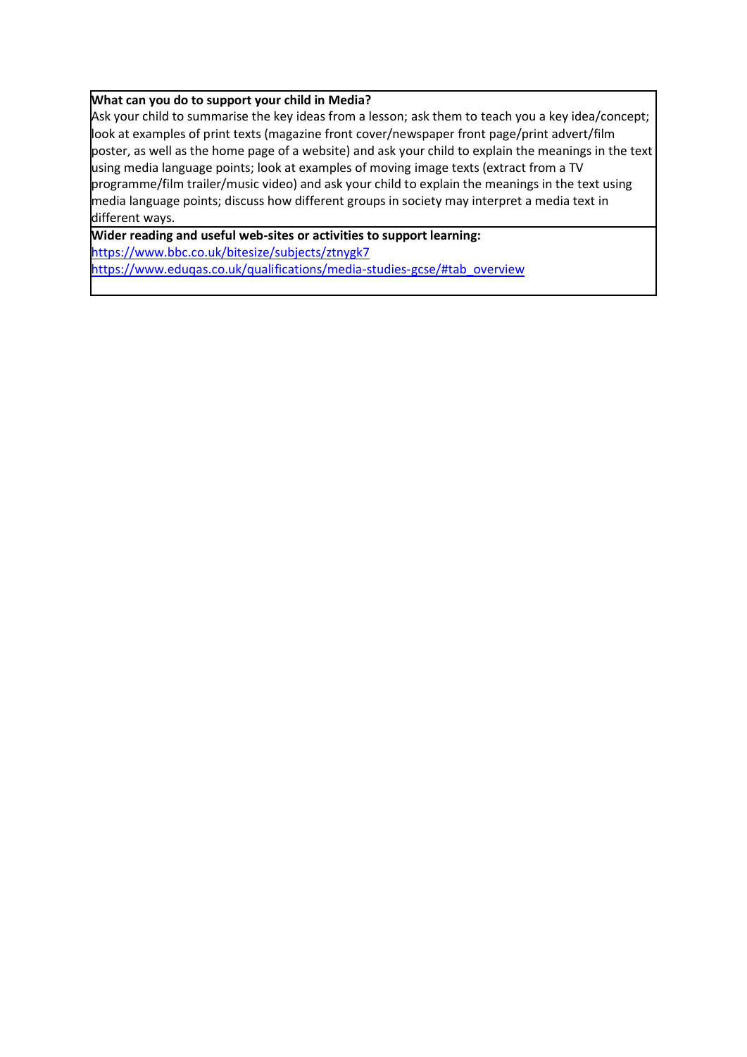**What can you do to support your child in Media?**

Ask your child to summarise the key ideas from a lesson; ask them to teach you a key idea/concept; look at examples of print texts (magazine front cover/newspaper front page/print advert/film poster, as well as the home page of a website) and ask your child to explain the meanings in the text using media language points; look at examples of moving image texts (extract from a TV programme/film trailer/music video) and ask your child to explain the meanings in the text using media language points; discuss how different groups in society may interpret a media text in different ways.

**Wider reading and useful web-sites or activities to support learning:**

https://www.bbc.co.uk/bitesize/subjects/ztnygk7

https://www.eduqas.co.uk/qualifications/media-studies-gcse/#tab_overview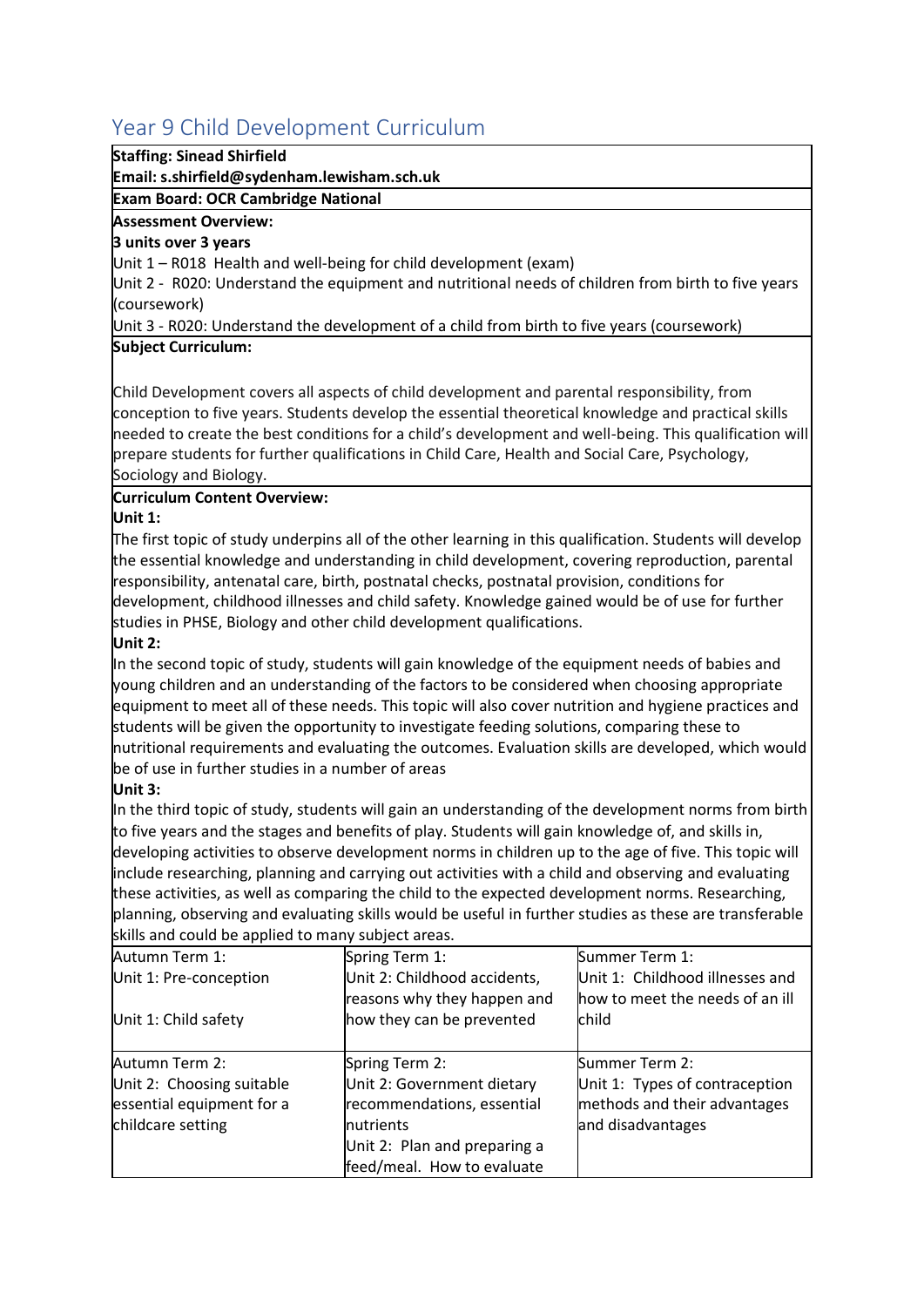# Year 9 Child Development Curriculum

**Staffing: Sinead Shirfield**

**Email: s.shirfield@sydenham.lewisham.sch.uk**

**Exam Board: OCR Cambridge National**

**Assessment Overview:**

**3 units over 3 years**

Unit 1 – R018 Health and well-being for child development (exam)

Unit 2 - R020: Understand the equipment and nutritional needs of children from birth to five years (coursework)

Unit 3 - R020: Understand the development of a child from birth to five years (coursework)

**Subject Curriculum:**

Child Development covers all aspects of child development and parental responsibility, from conception to five years. Students develop the essential theoretical knowledge and practical skills needed to create the best conditions for a child's development and well-being. This qualification will prepare students for further qualifications in Child Care, Health and Social Care, Psychology, Sociology and Biology.

**Curriculum Content Overview:**

**Unit 1:**

The first topic of study underpins all of the other learning in this qualification. Students will develop the essential knowledge and understanding in child development, covering reproduction, parental responsibility, antenatal care, birth, postnatal checks, postnatal provision, conditions for development, childhood illnesses and child safety. Knowledge gained would be of use for further studies in PHSE, Biology and other child development qualifications.

**Unit 2:**

In the second topic of study, students will gain knowledge of the equipment needs of babies and young children and an understanding of the factors to be considered when choosing appropriate equipment to meet all of these needs. This topic will also cover nutrition and hygiene practices and students will be given the opportunity to investigate feeding solutions, comparing these to nutritional requirements and evaluating the outcomes. Evaluation skills are developed, which would be of use in further studies in a number of areas

**Unit 3:**

In the third topic of study, students will gain an understanding of the development norms from birth to five years and the stages and benefits of play. Students will gain knowledge of, and skills in, developing activities to observe development norms in children up to the age of five. This topic will include researching, planning and carrying out activities with a child and observing and evaluating these activities, as well as comparing the child to the expected development norms. Researching, planning, observing and evaluating skills would be useful in further studies as these are transferable skills and could be applied to many subject areas.

| Autumn Term 1: | Spring Term 1: | Summer Term 1: |
|---|---|---|
| Unit 1: Pre-conception<br><br>Unit 1: Child safety | Unit 2: Childhood accidents, reasons why they happen and how they can be prevented | Unit 1: Childhood illnesses and how to meet the needs of an ill child |
| Autumn Term 2:<br>Unit 2: Choosing suitable essential equipment for a childcare setting | Spring Term 2:<br>Unit 2: Government dietary recommendations, essential nutrients<br>Unit 2: Plan and preparing a feed/meal. How to evaluate | Summer Term 2:<br>Unit 1: Types of contraception methods and their advantages and disadvantages |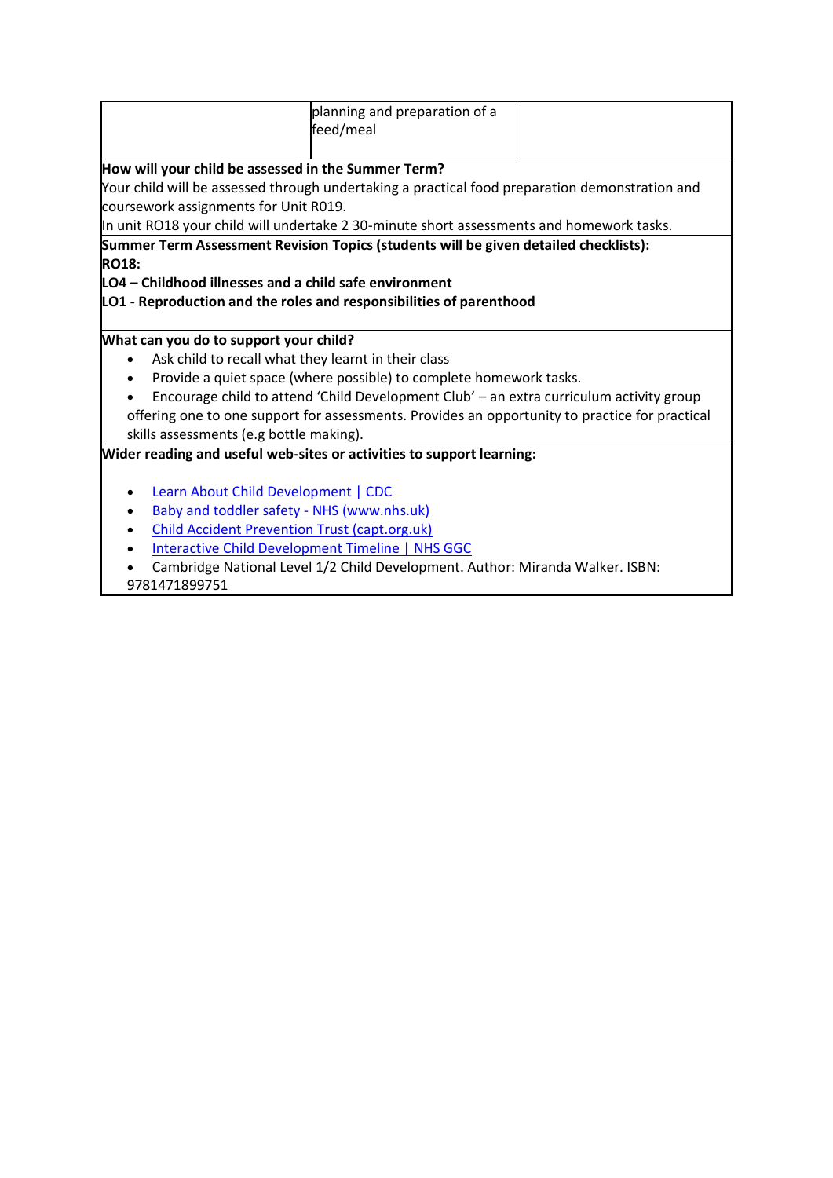| | planning and preparation of a feed/meal | |
|---|---|---|

**How will your child be assessed in the Summer Term?**

Your child will be assessed through undertaking a practical food preparation demonstration and coursework assignments for Unit R019.

In unit RO18 your child will undertake 2 30-minute short assessments and homework tasks.

**Summer Term Assessment Revision Topics (students will be given detailed checklists):**

**RO18:**

**LO4 – Childhood illnesses and a child safe environment**

**LO1 - Reproduction and the roles and responsibilities of parenthood**

**What can you do to support your child?**

- Ask child to recall what they learnt in their class
- Provide a quiet space (where possible) to complete homework tasks.
- Encourage child to attend 'Child Development Club' – an extra curriculum activity group offering one to one support for assessments. Provides an opportunity to practice for practical skills assessments (e.g bottle making).

**Wider reading and useful web-sites or activities to support learning:**

- Learn About Child Development | CDC
- Baby and toddler safety - NHS (www.nhs.uk)
- Child Accident Prevention Trust (capt.org.uk)
- Interactive Child Development Timeline | NHS GGC
- Cambridge National Level 1/2 Child Development. Author: Miranda Walker. ISBN: 9781471899751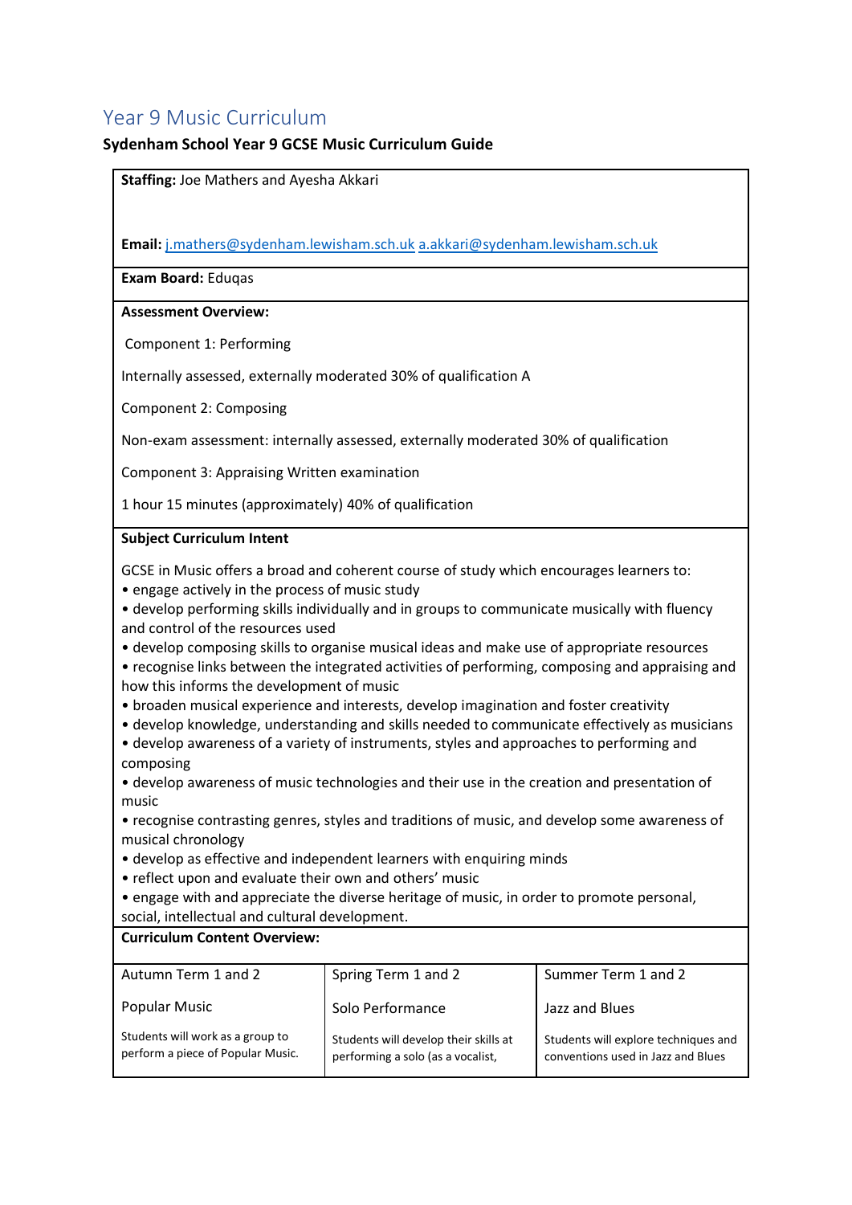## Year 9 Music Curriculum

**Sydenham School Year 9 GCSE Music Curriculum Guide**

**Staffing:** Joe Mathers and Ayesha Akkari

**Email:** j.mathers@sydenham.lewisham.sch.uk a.akkari@sydenham.lewisham.sch.uk

**Exam Board:** Eduqas

**Assessment Overview:**

Component 1: Performing

Internally assessed, externally moderated 30% of qualification A

Component 2: Composing

Non-exam assessment: internally assessed, externally moderated 30% of qualification

Component 3: Appraising Written examination

1 hour 15 minutes (approximately) 40% of qualification

**Subject Curriculum Intent**

GCSE in Music offers a broad and coherent course of study which encourages learners to:

- engage actively in the process of music study
- develop performing skills individually and in groups to communicate musically with fluency and control of the resources used
- develop composing skills to organise musical ideas and make use of appropriate resources
- recognise links between the integrated activities of performing, composing and appraising and how this informs the development of music
- broaden musical experience and interests, develop imagination and foster creativity
- develop knowledge, understanding and skills needed to communicate effectively as musicians
- develop awareness of a variety of instruments, styles and approaches to performing and composing
- develop awareness of music technologies and their use in the creation and presentation of music
- recognise contrasting genres, styles and traditions of music, and develop some awareness of musical chronology
- develop as effective and independent learners with enquiring minds
- reflect upon and evaluate their own and others' music
- engage with and appreciate the diverse heritage of music, in order to promote personal, social, intellectual and cultural development.

**Curriculum Content Overview:**

| Autumn Term 1 and 2 | Spring Term 1 and 2 | Summer Term 1 and 2 |
|---|---|---|
| Popular Music | Solo Performance | Jazz and Blues |
| Students will work as a group to perform a piece of Popular Music. | Students will develop their skills at performing a solo (as a vocalist, | Students will explore techniques and conventions used in Jazz and Blues |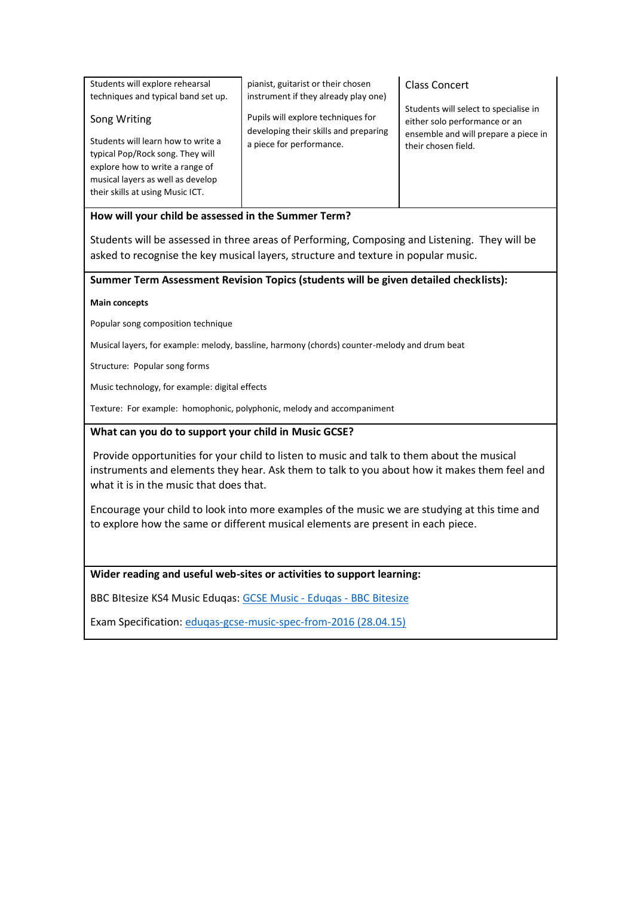| | | |
|---|---|---|
| Students will explore rehearsal techniques and typical band set up.<br><br>Song Writing<br><br>Students will learn how to write a typical Pop/Rock song. They will explore how to write a range of musical layers as well as develop their skills at using Music ICT. | pianist, guitarist or their chosen instrument if they already play one)<br><br>Pupils will explore techniques for developing their skills and preparing a piece for performance. | Class Concert<br><br>Students will select to specialise in either solo performance or an ensemble and will prepare a piece in their chosen field. |

**How will your child be assessed in the Summer Term?**

Students will be assessed in three areas of Performing, Composing and Listening. They will be asked to recognise the key musical layers, structure and texture in popular music.

**Summer Term Assessment Revision Topics (students will be given detailed checklists):**

**Main concepts**

Popular song composition technique

Musical layers, for example: melody, bassline, harmony (chords) counter-melody and drum beat

Structure: Popular song forms

Music technology, for example: digital effects

Texture: For example: homophonic, polyphonic, melody and accompaniment

**What can you do to support your child in Music GCSE?**

Provide opportunities for your child to listen to music and talk to them about the musical instruments and elements they hear. Ask them to talk to you about how it makes them feel and what it is in the music that does that.

Encourage your child to look into more examples of the music we are studying at this time and to explore how the same or different musical elements are present in each piece.

**Wider reading and useful web-sites or activities to support learning:**

BBC BItesize KS4 Music Eduqas: GCSE Music - Eduqas - BBC Bitesize

Exam Specification: eduqas-gcse-music-spec-from-2016 (28.04.15)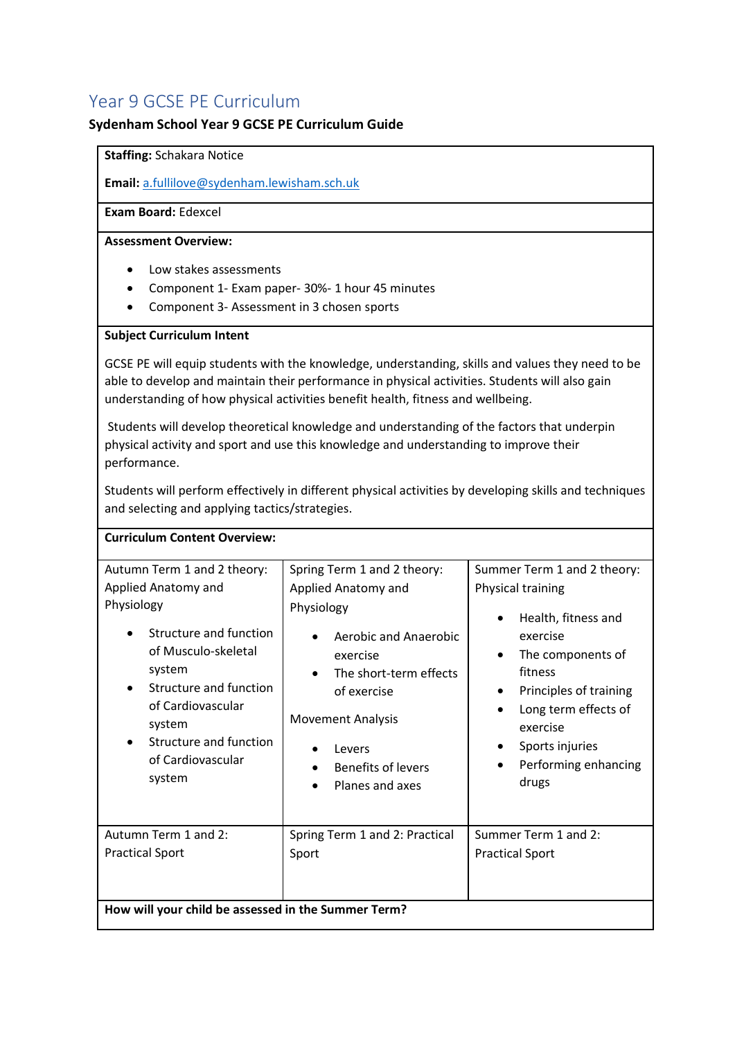## Year 9 GCSE PE Curriculum

**Sydenham School Year 9 GCSE PE Curriculum Guide**

**Staffing:** Schakara Notice

**Email:** a.fullilove@sydenham.lewisham.sch.uk

**Exam Board:** Edexcel

**Assessment Overview:**

- Low stakes assessments
- Component 1- Exam paper- 30%- 1 hour 45 minutes
- Component 3- Assessment in 3 chosen sports

**Subject Curriculum Intent**

GCSE PE will equip students with the knowledge, understanding, skills and values they need to be able to develop and maintain their performance in physical activities. Students will also gain understanding of how physical activities benefit health, fitness and wellbeing.

Students will develop theoretical knowledge and understanding of the factors that underpin physical activity and sport and use this knowledge and understanding to improve their performance.

Students will perform effectively in different physical activities by developing skills and techniques and selecting and applying tactics/strategies.

**Curriculum Content Overview:**

| Autumn Term 1 and 2 theory: Applied Anatomy and Physiology | Spring Term 1 and 2 theory: Applied Anatomy and Physiology | Summer Term 1 and 2 theory: Physical training |
|---|---|---|
| • Structure and function of Musculo-skeletal system<br>• Structure and function of Cardiovascular system<br>• Structure and function of Cardiovascular system | • Aerobic and Anaerobic exercise<br>• The short-term effects of exercise<br><br>Movement Analysis<br>• Levers<br>• Benefits of levers<br>• Planes and axes | • Health, fitness and exercise<br>• The components of fitness<br>• Principles of training<br>• Long term effects of exercise<br>• Sports injuries<br>• Performing enhancing drugs |
| Autumn Term 1 and 2: Practical Sport | Spring Term 1 and 2: Practical Sport | Summer Term 1 and 2: Practical Sport |

**How will your child be assessed in the Summer Term?**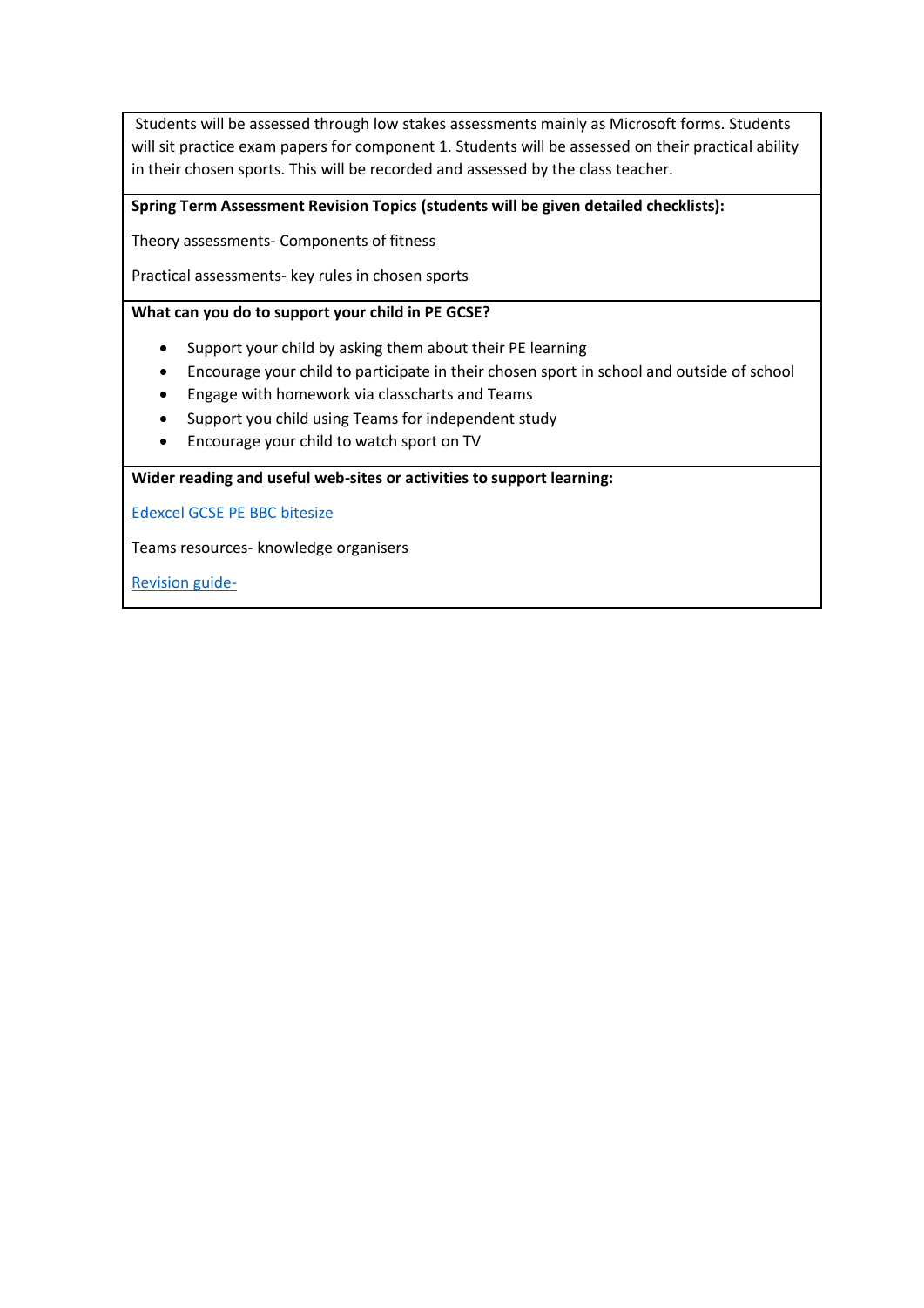Students will be assessed through low stakes assessments mainly as Microsoft forms. Students will sit practice exam papers for component 1. Students will be assessed on their practical ability in their chosen sports. This will be recorded and assessed by the class teacher.

**Spring Term Assessment Revision Topics (students will be given detailed checklists):**

Theory assessments- Components of fitness

Practical assessments- key rules in chosen sports

**What can you do to support your child in PE GCSE?**

- Support your child by asking them about their PE learning
- Encourage your child to participate in their chosen sport in school and outside of school
- Engage with homework via classcharts and Teams
- Support you child using Teams for independent study
- Encourage your child to watch sport on TV

**Wider reading and useful web-sites or activities to support learning:**

Edexcel GCSE PE BBC bitesize

Teams resources- knowledge organisers

Revision guide-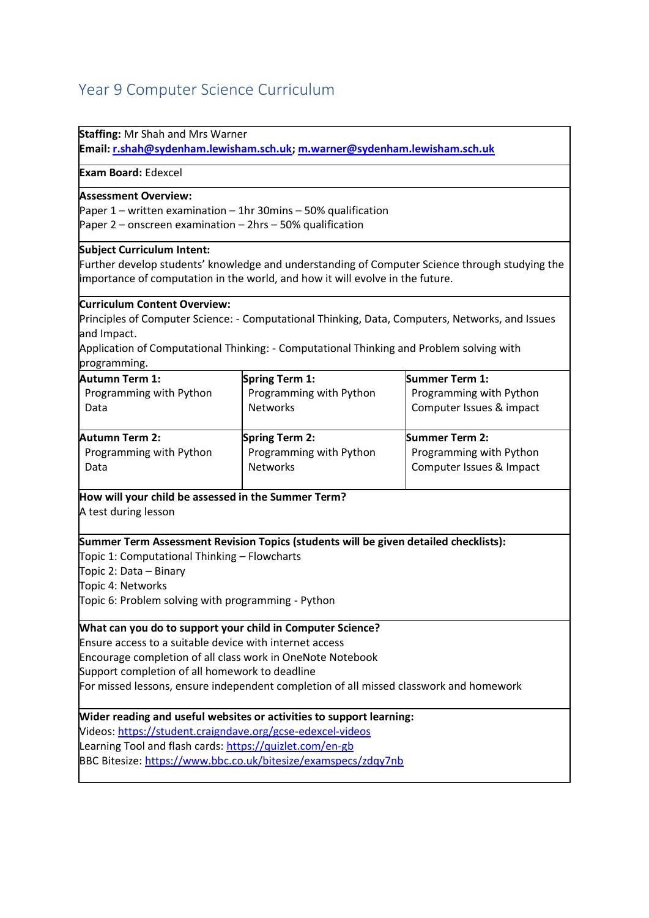# Year 9 Computer Science Curriculum

**Staffing:** Mr Shah and Mrs Warner
**Email:** **r.shah@sydenham.lewisham.sch.uk; m.warner@sydenham.lewisham.sch.uk**

**Exam Board:** Edexcel

**Assessment Overview:**
Paper 1 – written examination – 1hr 30mins – 50% qualification
Paper 2 – onscreen examination – 2hrs – 50% qualification

**Subject Curriculum Intent:**
Further develop students' knowledge and understanding of Computer Science through studying the importance of computation in the world, and how it will evolve in the future.

**Curriculum Content Overview:**
Principles of Computer Science: - Computational Thinking, Data, Computers, Networks, and Issues and Impact.
Application of Computational Thinking: - Computational Thinking and Problem solving with programming.

| **Autumn Term 1:** | **Spring Term 1:** | **Summer Term 1:** |
|---|---|---|
| Programming with Python<br>Data | Programming with Python<br>Networks | Programming with Python<br>Computer Issues & impact |
| **Autumn Term 2:** | **Spring Term 2:** | **Summer Term 2:** |
| Programming with Python<br>Data | Programming with Python<br>Networks | Programming with Python<br>Computer Issues & Impact |

**How will your child be assessed in the Summer Term?**
A test during lesson

**Summer Term Assessment Revision Topics (students will be given detailed checklists):**
Topic 1: Computational Thinking – Flowcharts
Topic 2: Data – Binary
Topic 4: Networks
Topic 6: Problem solving with programming - Python

**What can you do to support your child in Computer Science?**
Ensure access to a suitable device with internet access
Encourage completion of all class work in OneNote Notebook
Support completion of all homework to deadline
For missed lessons, ensure independent completion of all missed classwork and homework

**Wider reading and useful websites or activities to support learning:**
Videos: https://student.craigndave.org/gcse-edexcel-videos
Learning Tool and flash cards: https://quizlet.com/en-gb
BBC Bitesize: https://www.bbc.co.uk/bitesize/examspecs/zdqy7nb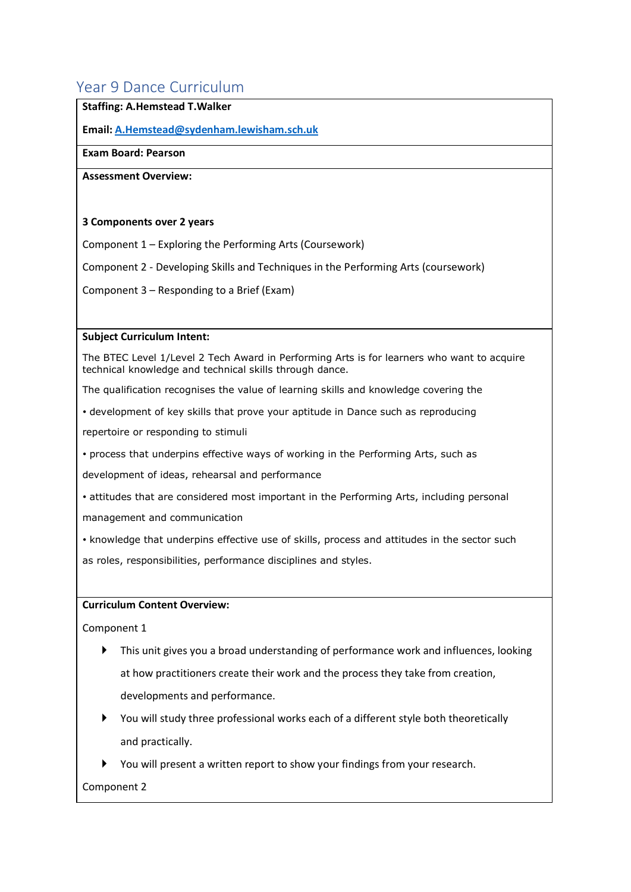## Year 9 Dance Curriculum

**Staffing: A.Hemstead T.Walker**

**Email: [A.Hemstead@sydenham.lewisham.sch.uk](mailto:A.Hemstead@sydenham.lewisham.sch.uk)**

**Exam Board: Pearson**

**Assessment Overview:**

**3 Components over 2 years**

Component 1 – Exploring the Performing Arts (Coursework)

Component 2 - Developing Skills and Techniques in the Performing Arts (coursework)

Component 3 – Responding to a Brief (Exam)

**Subject Curriculum Intent:**

The BTEC Level 1/Level 2 Tech Award in Performing Arts is for learners who want to acquire technical knowledge and technical skills through dance.

The qualification recognises the value of learning skills and knowledge covering the

• development of key skills that prove your aptitude in Dance such as reproducing repertoire or responding to stimuli

• process that underpins effective ways of working in the Performing Arts, such as development of ideas, rehearsal and performance

• attitudes that are considered most important in the Performing Arts, including personal management and communication

• knowledge that underpins effective use of skills, process and attitudes in the sector such as roles, responsibilities, performance disciplines and styles.

**Curriculum Content Overview:**

Component 1

- This unit gives you a broad understanding of performance work and influences, looking at how practitioners create their work and the process they take from creation, developments and performance.
- You will study three professional works each of a different style both theoretically and practically.
- You will present a written report to show your findings from your research.

Component 2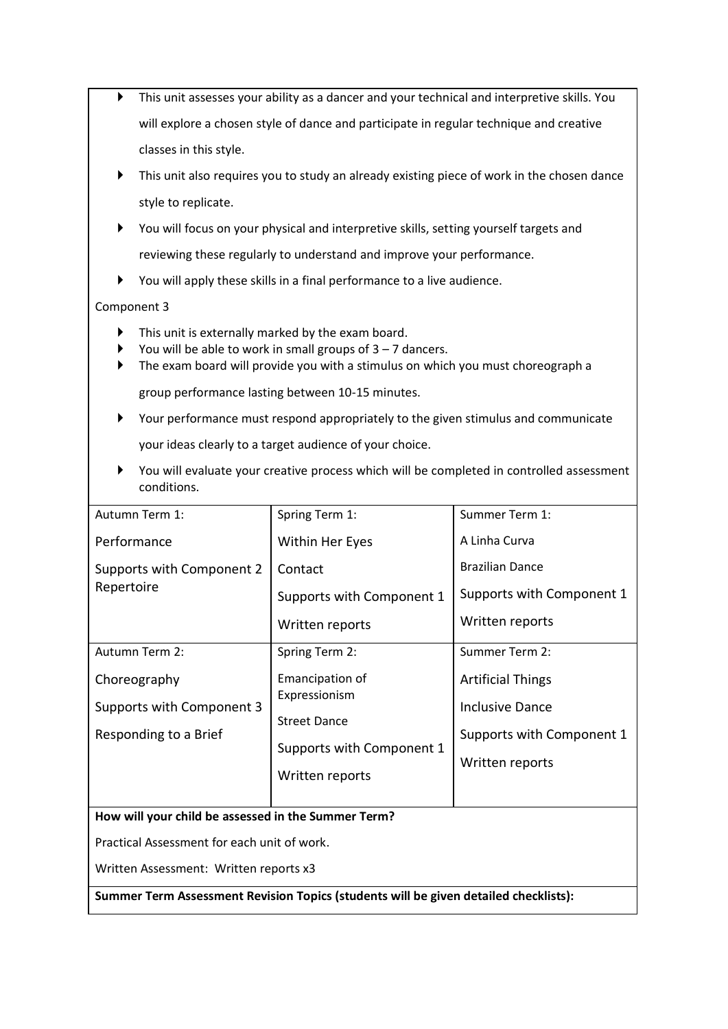- This unit assesses your ability as a dancer and your technical and interpretive skills. You will explore a chosen style of dance and participate in regular technique and creative classes in this style.
- This unit also requires you to study an already existing piece of work in the chosen dance style to replicate.
- You will focus on your physical and interpretive skills, setting yourself targets and reviewing these regularly to understand and improve your performance.
- You will apply these skills in a final performance to a live audience.

Component 3

- This unit is externally marked by the exam board.
- You will be able to work in small groups of 3 – 7 dancers.
- The exam board will provide you with a stimulus on which you must choreograph a group performance lasting between 10-15 minutes.
- Your performance must respond appropriately to the given stimulus and communicate your ideas clearly to a target audience of your choice.
- You will evaluate your creative process which will be completed in controlled assessment conditions.

| Autumn Term 1: | Spring Term 1: | Summer Term 1: |
|---|---|---|
| Performance<br>Supports with Component 2 Repertoire | Within Her Eyes<br>Contact<br>Supports with Component 1<br>Written reports | A Linha Curva<br>Brazilian Dance<br>Supports with Component 1<br>Written reports |
| **Autumn Term 2:** | **Spring Term 2:** | **Summer Term 2:** |
| Choreography<br>Supports with Component 3<br>Responding to a Brief | Emancipation of Expressionism<br>Street Dance<br>Supports with Component 1<br>Written reports | Artificial Things<br>Inclusive Dance<br>Supports with Component 1<br>Written reports |

**How will your child be assessed in the Summer Term?**

Practical Assessment for each unit of work.

Written Assessment: Written reports x3

**Summer Term Assessment Revision Topics (students will be given detailed checklists):**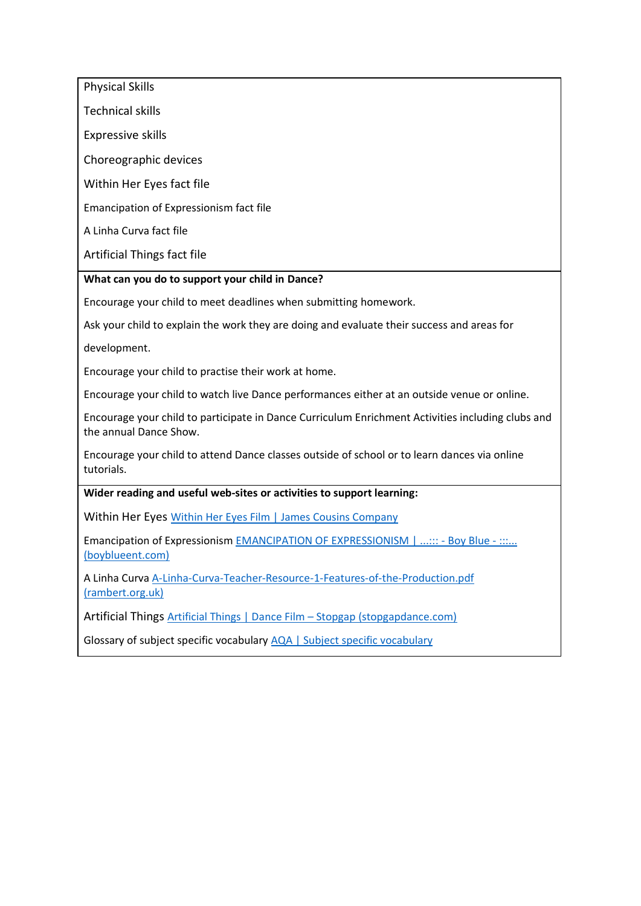Physical Skills

Technical skills

Expressive skills

Choreographic devices

Within Her Eyes fact file

Emancipation of Expressionism fact file

A Linha Curva fact file

Artificial Things fact file

**What can you do to support your child in Dance?**

Encourage your child to meet deadlines when submitting homework.

Ask your child to explain the work they are doing and evaluate their success and areas for development.

Encourage your child to practise their work at home.

Encourage your child to watch live Dance performances either at an outside venue or online.

Encourage your child to participate in Dance Curriculum Enrichment Activities including clubs and the annual Dance Show.

Encourage your child to attend Dance classes outside of school or to learn dances via online tutorials.

**Wider reading and useful web-sites or activities to support learning:**

Within Her Eyes Within Her Eyes Film | James Cousins Company

Emancipation of Expressionism EMANCIPATION OF EXPRESSIONISM | ...::: - Boy Blue - :::... (boyblueent.com)

A Linha Curva A-Linha-Curva-Teacher-Resource-1-Features-of-the-Production.pdf (rambert.org.uk)

Artificial Things Artificial Things | Dance Film – Stopgap (stopgapdance.com)

Glossary of subject specific vocabulary AQA | Subject specific vocabulary